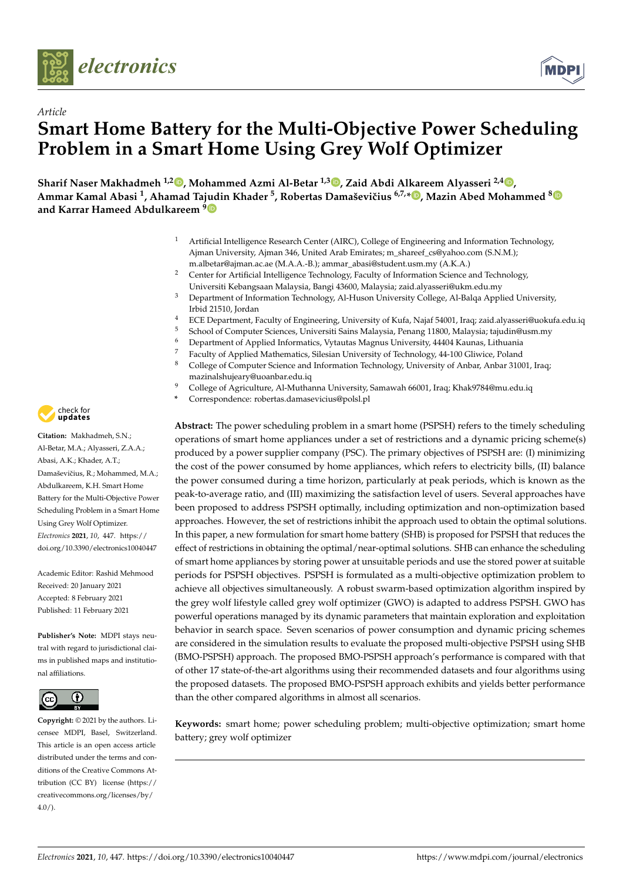*Article*

# Smart Home Battery for the Multi-Objective Power Scheduling Problem in a Smart Home Using Grey Wolf Optimizer

**Sharif Naser Makhadmeh [1,2], Mohammed Azmi Al-Betar [1,3], Zaid Abdi Alkareem Alyasseri [2,4], Ammar Kamal Abasi [1], Ahamad Tajudin Khader [5], Robertas Damaševičius [6,7,*], Mazin Abed Mohammed [8] and Karrar Hameed Abdulkareem [9]**

[1] Artificial Intelligence Research Center (AIRC), College of Engineering and Information Technology, Ajman University, Ajman 346, United Arab Emirates; m_shareef_cs@yahoo.com (S.N.M.); m.albetar@ajman.ac.ae (M.A.A.-B.); ammar_abasi@student.usm.my (A.K.A.)
[2] Center for Artificial Intelligence Technology, Faculty of Information Science and Technology, Universiti Kebangsaan Malaysia, Bangi 43600, Malaysia; zaid.alyasseri@ukm.edu.my
[3] Department of Information Technology, Al-Huson University College, Al-Balqa Applied University, Irbid 21510, Jordan
[4] ECE Department, Faculty of Engineering, University of Kufa, Najaf 54001, Iraq; zaid.alyasseri@uokufa.edu.iq
[5] School of Computer Sciences, Universiti Sains Malaysia, Penang 11800, Malaysia; tajudin@usm.my
[6] Department of Applied Informatics, Vytautas Magnus University, 44404 Kaunas, Lithuania
[7] Faculty of Applied Mathematics, Silesian University of Technology, 44-100 Gliwice, Poland
[8] College of Computer Science and Information Technology, University of Anbar, Anbar 31001, Iraq; mazinalshujeary@uoanbar.edu.iq
[9] College of Agriculture, Al-Muthanna University, Samawah 66001, Iraq; Khak9784@mu.edu.iq
\* Correspondence: robertas.damasevicius@polsl.pl

**Citation:** Makhadmeh, S.N.; Al-Betar, M.A.; Alyasseri, Z.A.A.; Abasi, A.K.; Khader, A.T.; Damaševičius, R.; Mohammed, M.A.; Abdulkareem, K.H. Smart Home Battery for the Multi-Objective Power Scheduling Problem in a Smart Home Using Grey Wolf Optimizer. *Electronics* **2021**, *10*, 447. https://doi.org/10.3390/electronics10040447

Academic Editor: Rashid Mehmood

Received: 20 January 2021
Accepted: 8 February 2021
Published: 11 February 2021

**Publisher's Note:** MDPI stays neutral with regard to jurisdictional claims in published maps and institutional affiliations.

**Copyright:** © 2021 by the authors. Licensee MDPI, Basel, Switzerland. This article is an open access article distributed under the terms and conditions of the Creative Commons Attribution (CC BY) license (https://creativecommons.org/licenses/by/4.0/).

**Abstract:** The power scheduling problem in a smart home (PSPSH) refers to the timely scheduling operations of smart home appliances under a set of restrictions and a dynamic pricing scheme(s) produced by a power supplier company (PSC). The primary objectives of PSPSH are: (I) minimizing the cost of the power consumed by home appliances, which refers to electricity bills, (II) balance the power consumed during a time horizon, particularly at peak periods, which is known as the peak-to-average ratio, and (III) maximizing the satisfaction level of users. Several approaches have been proposed to address PSPSH optimally, including optimization and non-optimization based approaches. However, the set of restrictions inhibit the approach used to obtain the optimal solutions. In this paper, a new formulation for smart home battery (SHB) is proposed for PSPSH that reduces the effect of restrictions in obtaining the optimal/near-optimal solutions. SHB can enhance the scheduling of smart home appliances by storing power at unsuitable periods and use the stored power at suitable periods for PSPSH objectives. PSPSH is formulated as a multi-objective optimization problem to achieve all objectives simultaneously. A robust swarm-based optimization algorithm inspired by the grey wolf lifestyle called grey wolf optimizer (GWO) is adapted to address PSPSH. GWO has powerful operations managed by its dynamic parameters that maintain exploration and exploitation behavior in search space. Seven scenarios of power consumption and dynamic pricing schemes are considered in the simulation results to evaluate the proposed multi-objective PSPSH using SHB (BMO-PSPSH) approach. The proposed BMO-PSPSH approach's performance is compared with that of other 17 state-of-the-art algorithms using their recommended datasets and four algorithms using the proposed datasets. The proposed BMO-PSPSH approach exhibits and yields better performance than the other compared algorithms in almost all scenarios.

**Keywords:** smart home; power scheduling problem; multi-objective optimization; smart home battery; grey wolf optimizer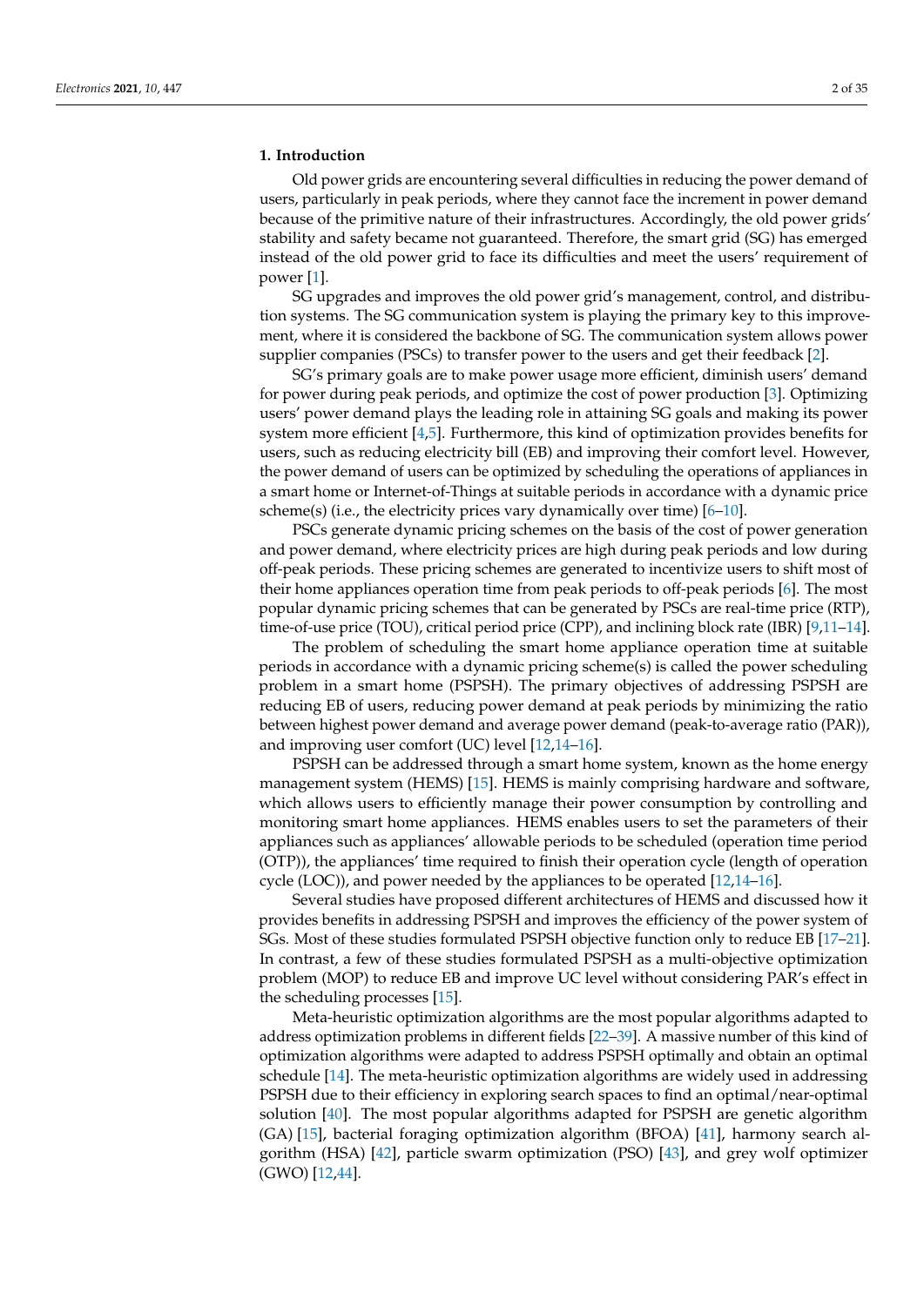## 1. Introduction

Old power grids are encountering several difficulties in reducing the power demand of users, particularly in peak periods, where they cannot face the increment in power demand because of the primitive nature of their infrastructures. Accordingly, the old power grids' stability and safety became not guaranteed. Therefore, the smart grid (SG) has emerged instead of the old power grid to face its difficulties and meet the users' requirement of power [1].

SG upgrades and improves the old power grid's management, control, and distribution systems. The SG communication system is playing the primary key to this improvement, where it is considered the backbone of SG. The communication system allows power supplier companies (PSCs) to transfer power to the users and get their feedback [2].

SG's primary goals are to make power usage more efficient, diminish users' demand for power during peak periods, and optimize the cost of power production [3]. Optimizing users' power demand plays the leading role in attaining SG goals and making its power system more efficient [4,5]. Furthermore, this kind of optimization provides benefits for users, such as reducing electricity bill (EB) and improving their comfort level. However, the power demand of users can be optimized by scheduling the operations of appliances in a smart home or Internet-of-Things at suitable periods in accordance with a dynamic price scheme(s) (i.e., the electricity prices vary dynamically over time) [6–10].

PSCs generate dynamic pricing schemes on the basis of the cost of power generation and power demand, where electricity prices are high during peak periods and low during off-peak periods. These pricing schemes are generated to incentivize users to shift most of their home appliances operation time from peak periods to off-peak periods [6]. The most popular dynamic pricing schemes that can be generated by PSCs are real-time price (RTP), time-of-use price (TOU), critical period price (CPP), and inclining block rate (IBR) [9,11–14].

The problem of scheduling the smart home appliance operation time at suitable periods in accordance with a dynamic pricing scheme(s) is called the power scheduling problem in a smart home (PSPSH). The primary objectives of addressing PSPSH are reducing EB of users, reducing power demand at peak periods by minimizing the ratio between highest power demand and average power demand (peak-to-average ratio (PAR)), and improving user comfort (UC) level [12,14–16].

PSPSH can be addressed through a smart home system, known as the home energy management system (HEMS) [15]. HEMS is mainly comprising hardware and software, which allows users to efficiently manage their power consumption by controlling and monitoring smart home appliances. HEMS enables users to set the parameters of their appliances such as appliances' allowable periods to be scheduled (operation time period (OTP)), the appliances' time required to finish their operation cycle (length of operation cycle (LOC)), and power needed by the appliances to be operated [12,14–16].

Several studies have proposed different architectures of HEMS and discussed how it provides benefits in addressing PSPSH and improves the efficiency of the power system of SGs. Most of these studies formulated PSPSH objective function only to reduce EB [17–21]. In contrast, a few of these studies formulated PSPSH as a multi-objective optimization problem (MOP) to reduce EB and improve UC level without considering PAR's effect in the scheduling processes [15].

Meta-heuristic optimization algorithms are the most popular algorithms adapted to address optimization problems in different fields [22–39]. A massive number of this kind of optimization algorithms were adapted to address PSPSH optimally and obtain an optimal schedule [14]. The meta-heuristic optimization algorithms are widely used in addressing PSPSH due to their efficiency in exploring search spaces to find an optimal/near-optimal solution [40]. The most popular algorithms adapted for PSPSH are genetic algorithm (GA) [15], bacterial foraging optimization algorithm (BFOA) [41], harmony search algorithm (HSA) [42], particle swarm optimization (PSO) [43], and grey wolf optimizer (GWO) [12,44].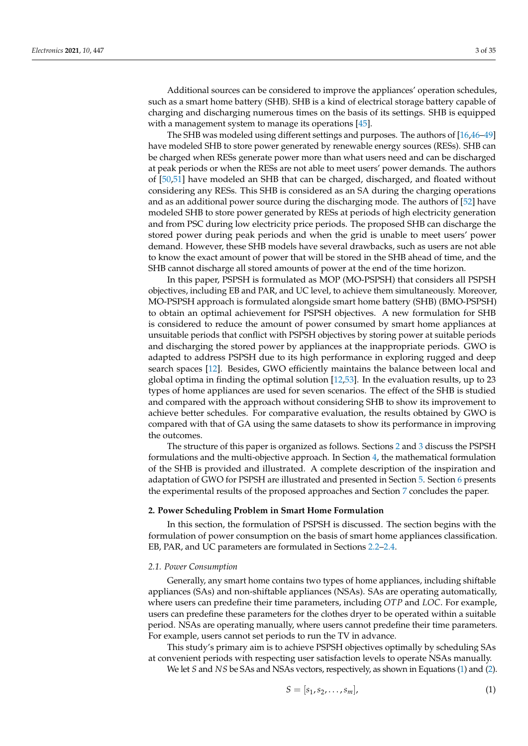Additional sources can be considered to improve the appliances' operation schedules, such as a smart home battery (SHB). SHB is a kind of electrical storage battery capable of charging and discharging numerous times on the basis of its settings. SHB is equipped with a management system to manage its operations [45].

The SHB was modeled using different settings and purposes. The authors of [16,46–49] have modeled SHB to store power generated by renewable energy sources (RESs). SHB can be charged when RESs generate power more than what users need and can be discharged at peak periods or when the RESs are not able to meet users' power demands. The authors of [50,51] have modeled an SHB that can be charged, discharged, and floated without considering any RESs. This SHB is considered as an SA during the charging operations and as an additional power source during the discharging mode. The authors of [52] have modeled SHB to store power generated by RESs at periods of high electricity generation and from PSC during low electricity price periods. The proposed SHB can discharge the stored power during peak periods and when the grid is unable to meet users' power demand. However, these SHB models have several drawbacks, such as users are not able to know the exact amount of power that will be stored in the SHB ahead of time, and the SHB cannot discharge all stored amounts of power at the end of the time horizon.

In this paper, PSPSH is formulated as MOP (MO-PSPSH) that considers all PSPSH objectives, including EB and PAR, and UC level, to achieve them simultaneously. Moreover, MO-PSPSH approach is formulated alongside smart home battery (SHB) (BMO-PSPSH) to obtain an optimal achievement for PSPSH objectives. A new formulation for SHB is considered to reduce the amount of power consumed by smart home appliances at unsuitable periods that conflict with PSPSH objectives by storing power at suitable periods and discharging the stored power by appliances at the inappropriate periods. GWO is adapted to address PSPSH due to its high performance in exploring rugged and deep search spaces [12]. Besides, GWO efficiently maintains the balance between local and global optima in finding the optimal solution [12,53]. In the evaluation results, up to 23 types of home appliances are used for seven scenarios. The effect of the SHB is studied and compared with the approach without considering SHB to show its improvement to achieve better schedules. For comparative evaluation, the results obtained by GWO is compared with that of GA using the same datasets to show its performance in improving the outcomes.

The structure of this paper is organized as follows. Sections 2 and 3 discuss the PSPSH formulations and the multi-objective approach. In Section 4, the mathematical formulation of the SHB is provided and illustrated. A complete description of the inspiration and adaptation of GWO for PSPSH are illustrated and presented in Section 5. Section 6 presents the experimental results of the proposed approaches and Section 7 concludes the paper.

## 2. Power Scheduling Problem in Smart Home Formulation

In this section, the formulation of PSPSH is discussed. The section begins with the formulation of power consumption on the basis of smart home appliances classification. EB, PAR, and UC parameters are formulated in Sections 2.2–2.4.

### 2.1. Power Consumption

Generally, any smart home contains two types of home appliances, including shiftable appliances (SAs) and non-shiftable appliances (NSAs). SAs are operating automatically, where users can predefine their time parameters, including $OTP$ and $LOC$. For example, users can predefine these parameters for the clothes dryer to be operated within a suitable period. NSAs are operating manually, where users cannot predefine their time parameters. For example, users cannot set periods to run the TV in advance.

This study's primary aim is to achieve PSPSH objectives optimally by scheduling SAs at convenient periods with respecting user satisfaction levels to operate NSAs manually.

We let $S$ and $NS$ be SAs and NSAs vectors, respectively, as shown in Equations (1) and (2).

$$S = [s_1, s_2, \ldots, s_m], \tag{1}$$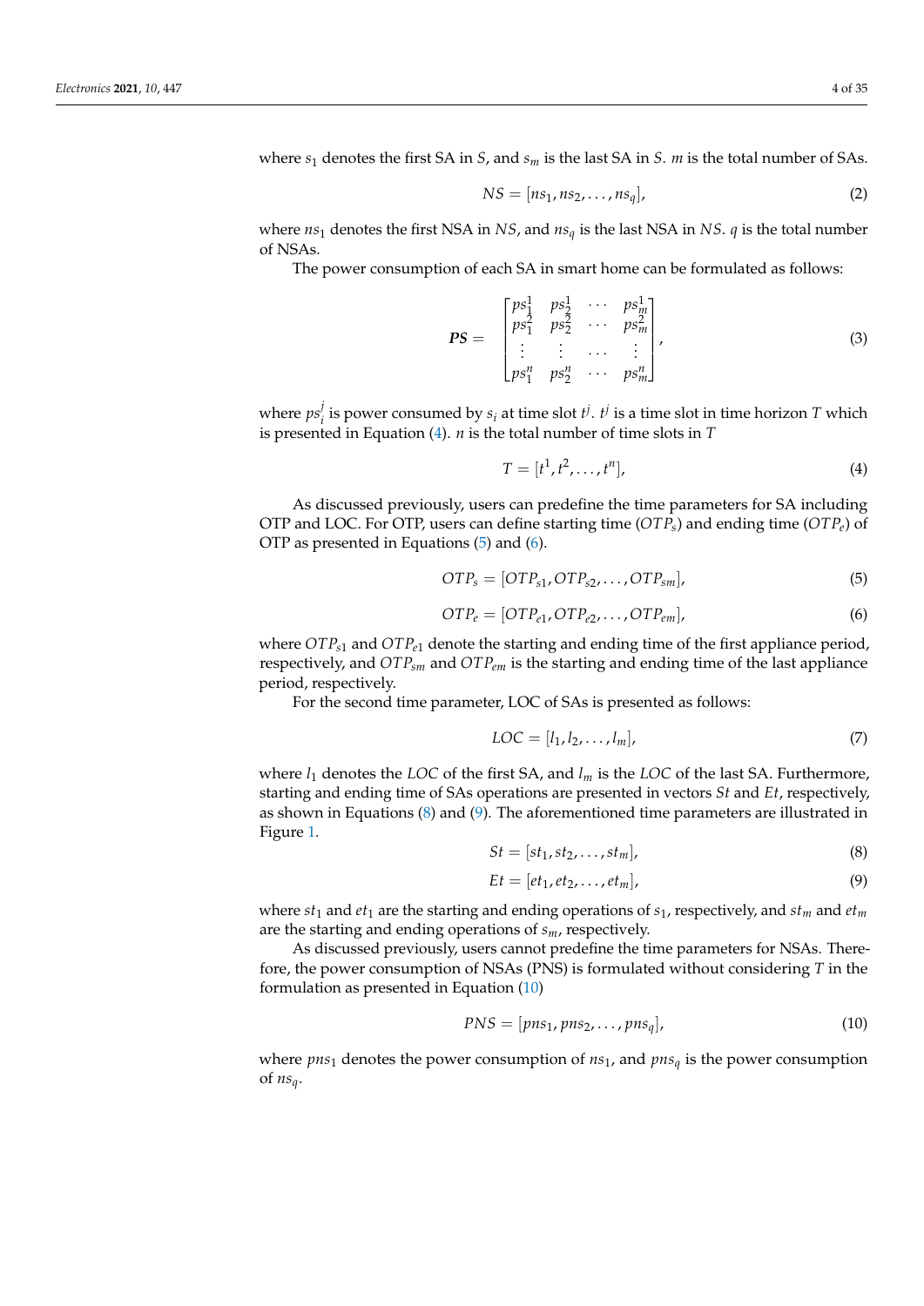where $s_1$ denotes the first SA in $S$, and $s_m$ is the last SA in $S$. $m$ is the total number of SAs.

$$NS = [ns_1, ns_2, \ldots, ns_q], \tag{2}$$

where $ns_1$ denotes the first NSA in $NS$, and $ns_q$ is the last NSA in $NS$. $q$ is the total number of NSAs.

The power consumption of each SA in smart home can be formulated as follows:

$$\boldsymbol{PS} = \begin{bmatrix} ps_1^1 & ps_2^1 & \cdots & ps_m^1 \\ ps_1^2 & ps_2^2 & \cdots & ps_m^2 \\ \vdots & \vdots & \cdots & \vdots \\ ps_1^n & ps_2^n & \cdots & ps_m^n \end{bmatrix}, \tag{3}$$

where $ps_i^j$ is power consumed by $s_i$ at time slot $t^j$. $t^j$ is a time slot in time horizon $T$ which is presented in Equation (4). $n$ is the total number of time slots in $T$

$$T = [t^1, t^2, \ldots, t^n], \tag{4}$$

As discussed previously, users can predefine the time parameters for SA including OTP and LOC. For OTP, users can define starting time ($OTP_s$) and ending time ($OTP_e$) of OTP as presented in Equations (5) and (6).

$$OTP_s = [OTP_{s1}, OTP_{s2}, \ldots, OTP_{sm}], \tag{5}$$

$$OTP_e = [OTP_{e1}, OTP_{e2}, \ldots, OTP_{em}], \tag{6}$$

where $OTP_{s1}$ and $OTP_{e1}$ denote the starting and ending time of the first appliance period, respectively, and $OTP_{sm}$ and $OTP_{em}$ is the starting and ending time of the last appliance period, respectively.

For the second time parameter, LOC of SAs is presented as follows:

$$LOC = [l_1, l_2, \ldots, l_m], \tag{7}$$

where $l_1$ denotes the $LOC$ of the first SA, and $l_m$ is the $LOC$ of the last SA. Furthermore, starting and ending time of SAs operations are presented in vectors $St$ and $Et$, respectively, as shown in Equations (8) and (9). The aforementioned time parameters are illustrated in Figure 1.

$$St = [st_1, st_2, \ldots, st_m], \tag{8}$$

$$Et = [et_1, et_2, \ldots, et_m], \tag{9}$$

where $st_1$ and $et_1$ are the starting and ending operations of $s_1$, respectively, and $st_m$ and $et_m$ are the starting and ending operations of $s_m$, respectively.

As discussed previously, users cannot predefine the time parameters for NSAs. Therefore, the power consumption of NSAs (PNS) is formulated without considering $T$ in the formulation as presented in Equation (10)

$$PNS = [pns_1, pns_2, \ldots, pns_q], \tag{10}$$

where $pns_1$ denotes the power consumption of $ns_1$, and $pns_q$ is the power consumption of $ns_q$.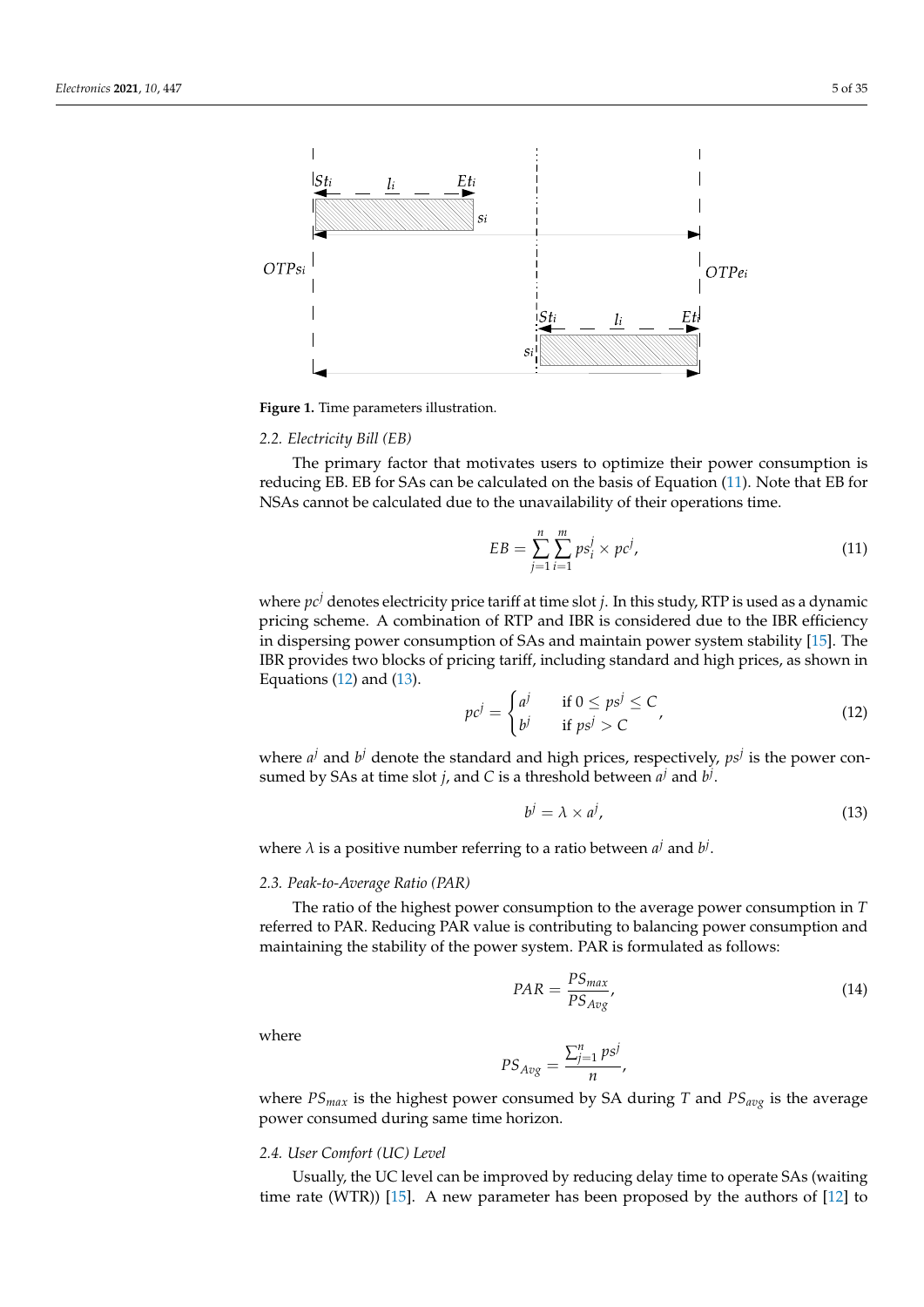**Figure 1.** Time parameters illustration.

### 2.2. Electricity Bill (EB)

The primary factor that motivates users to optimize their power consumption is reducing EB. EB for SAs can be calculated on the basis of Equation (11). Note that EB for NSAs cannot be calculated due to the unavailability of their operations time.

$$EB = \sum_{j=1}^{n} \sum_{i=1}^{m} ps_i^j \times pc^j, \tag{11}$$

where $pc^j$ denotes electricity price tariff at time slot $j$. In this study, RTP is used as a dynamic pricing scheme. A combination of RTP and IBR is considered due to the IBR efficiency in dispersing power consumption of SAs and maintain power system stability [15]. The IBR provides two blocks of pricing tariff, including standard and high prices, as shown in Equations (12) and (13).

$$pc^j = \begin{cases} a^j & \text{if } 0 \leq ps^j \leq C \\ b^j & \text{if } ps^j > C \end{cases}, \tag{12}$$

where $a^j$ and $b^j$ denote the standard and high prices, respectively, $ps^j$ is the power consumed by SAs at time slot $j$, and $C$ is a threshold between $a^j$ and $b^j$.

$$b^j = \lambda \times a^j, \tag{13}$$

where $\lambda$ is a positive number referring to a ratio between $a^j$ and $b^j$.

### 2.3. Peak-to-Average Ratio (PAR)

The ratio of the highest power consumption to the average power consumption in $T$ referred to PAR. Reducing PAR value is contributing to balancing power consumption and maintaining the stability of the power system. PAR is formulated as follows:

$$PAR = \frac{PS_{max}}{PS_{Avg}}, \tag{14}$$

where

$$PS_{Avg} = \frac{\sum_{j=1}^{n} ps^j}{n},$$

where $PS_{max}$ is the highest power consumed by SA during $T$ and $PS_{avg}$ is the average power consumed during same time horizon.

### 2.4. User Comfort (UC) Level

Usually, the UC level can be improved by reducing delay time to operate SAs (waiting time rate (WTR)) [15]. A new parameter has been proposed by the authors of [12] to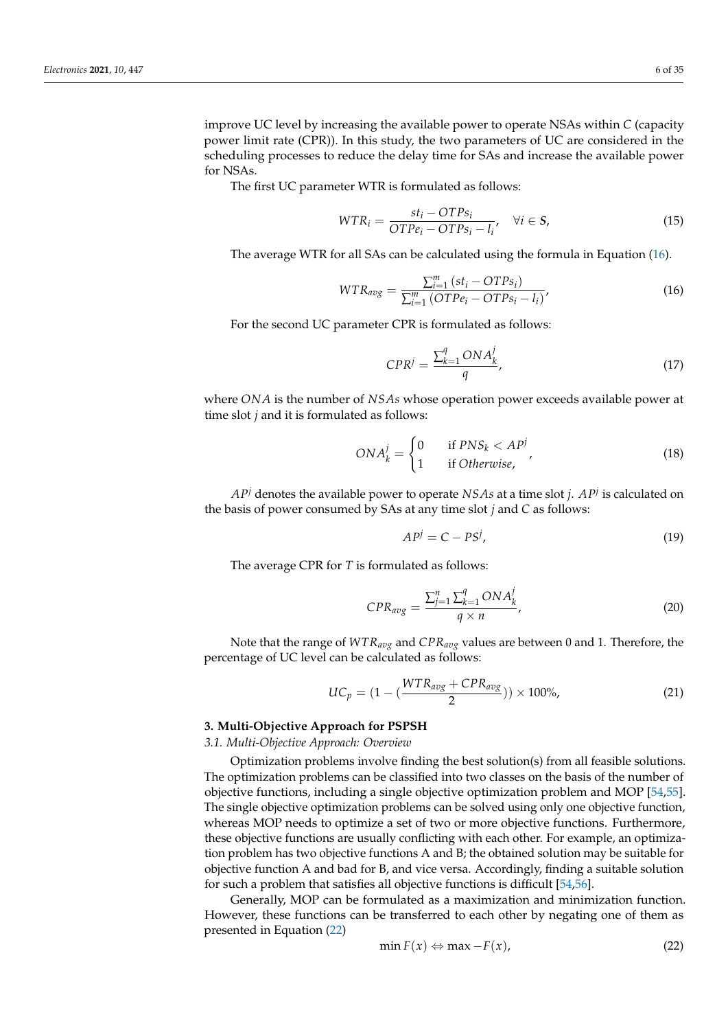improve UC level by increasing the available power to operate NSAs within $C$ (capacity power limit rate (CPR)). In this study, the two parameters of UC are considered in the scheduling processes to reduce the delay time for SAs and increase the available power for NSAs.

The first UC parameter WTR is formulated as follows:

$$WTR_i = \frac{st_i - OTPs_i}{OTPe_i - OTPs_i - l_i}, \quad \forall i \in \boldsymbol{S}, \tag{15}$$

The average WTR for all SAs can be calculated using the formula in Equation (16).

$$WTR_{avg} = \frac{\sum_{i=1}^{m} (st_i - OTPs_i)}{\sum_{i=1}^{m} (OTPe_i - OTPs_i - l_i)}, \tag{16}$$

For the second UC parameter CPR is formulated as follows:

$$CPR^j = \frac{\sum_{k=1}^{q} ONA_k^j}{q}, \tag{17}$$

where $ONA$ is the number of $NSAs$ whose operation power exceeds available power at time slot $j$ and it is formulated as follows:

$$ONA_k^j = \begin{cases} 0 & \text{if } PNS_k < AP^j \\ 1 & \text{if } Otherwise, \end{cases} \tag{18}$$

$AP^j$ denotes the available power to operate $NSAs$ at a time slot $j$. $AP^j$ is calculated on the basis of power consumed by SAs at any time slot $j$ and $C$ as follows:

$$AP^j = C - PS^j, \tag{19}$$

The average CPR for $T$ is formulated as follows:

$$CPR_{avg} = \frac{\sum_{j=1}^{n} \sum_{k=1}^{q} ONA_k^j}{q \times n}, \tag{20}$$

Note that the range of $WTR_{avg}$ and $CPR_{avg}$ values are between 0 and 1. Therefore, the percentage of UC level can be calculated as follows:

$$UC_p = (1 - (\frac{WTR_{avg} + CPR_{avg}}{2})) \times 100\%, \tag{21}$$

## 3. Multi-Objective Approach for PSPSH

### 3.1. Multi-Objective Approach: Overview

Optimization problems involve finding the best solution(s) from all feasible solutions. The optimization problems can be classified into two classes on the basis of the number of objective functions, including a single objective optimization problem and MOP [54,55]. The single objective optimization problems can be solved using only one objective function, whereas MOP needs to optimize a set of two or more objective functions. Furthermore, these objective functions are usually conflicting with each other. For example, an optimization problem has two objective functions A and B; the obtained solution may be suitable for objective function A and bad for B, and vice versa. Accordingly, finding a suitable solution for such a problem that satisfies all objective functions is difficult [54,56].

Generally, MOP can be formulated as a maximization and minimization function. However, these functions can be transferred to each other by negating one of them as presented in Equation (22)

$$\min F(x) \Leftrightarrow \max -F(x), \tag{22}$$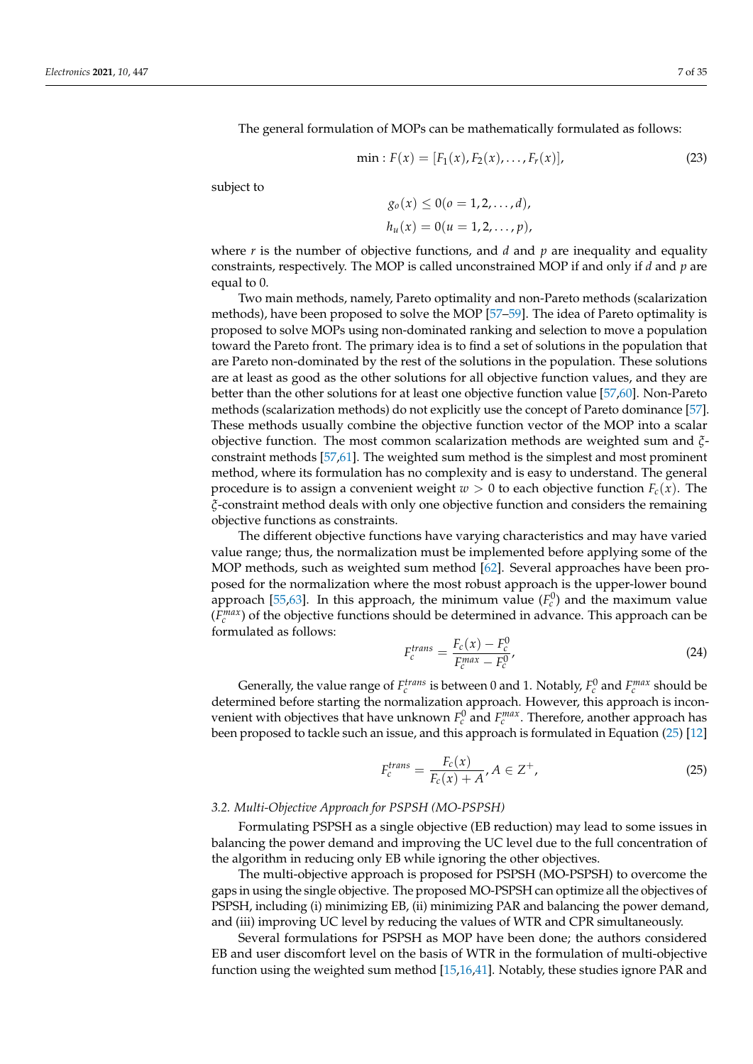The general formulation of MOPs can be mathematically formulated as follows:

$$\min : F(x) = [F_1(x), F_2(x), \ldots, F_r(x)], \tag{23}$$

subject to

$$g_o(x) \leq 0 (o = 1, 2, \ldots, d),$$
$$h_u(x) = 0 (u = 1, 2, \ldots, p),$$

where $r$ is the number of objective functions, and $d$ and $p$ are inequality and equality constraints, respectively. The MOP is called unconstrained MOP if and only if $d$ and $p$ are equal to 0.

Two main methods, namely, Pareto optimality and non-Pareto methods (scalarization methods), have been proposed to solve the MOP [57–59]. The idea of Pareto optimality is proposed to solve MOPs using non-dominated ranking and selection to move a population toward the Pareto front. The primary idea is to find a set of solutions in the population that are Pareto non-dominated by the rest of the solutions in the population. These solutions are at least as good as the other solutions for all objective function values, and they are better than the other solutions for at least one objective function value [57,60]. Non-Pareto methods (scalarization methods) do not explicitly use the concept of Pareto dominance [57]. These methods usually combine the objective function vector of the MOP into a scalar objective function. The most common scalarization methods are weighted sum and $\xi$-constraint methods [57,61]. The weighted sum method is the simplest and most prominent method, where its formulation has no complexity and is easy to understand. The general procedure is to assign a convenient weight $w > 0$ to each objective function $F_c(x)$. The $\xi$-constraint method deals with only one objective function and considers the remaining objective functions as constraints.

The different objective functions have varying characteristics and may have varied value range; thus, the normalization must be implemented before applying some of the MOP methods, such as weighted sum method [62]. Several approaches have been proposed for the normalization where the most robust approach is the upper-lower bound approach [55,63]. In this approach, the minimum value ($F_c^0$) and the maximum value ($F_c^{max}$) of the objective functions should be determined in advance. This approach can be formulated as follows:

$$F_c^{trans} = \frac{F_c(x) - F_c^0}{F_c^{max} - F_c^0}, \tag{24}$$

Generally, the value range of $F_c^{trans}$ is between 0 and 1. Notably, $F_c^0$ and $F_c^{max}$ should be determined before starting the normalization approach. However, this approach is inconvenient with objectives that have unknown $F_c^0$ and $F_c^{max}$. Therefore, another approach has been proposed to tackle such an issue, and this approach is formulated in Equation (25) [12]

$$F_c^{trans} = \frac{F_c(x)}{F_c(x) + A}, A \in Z^+, \tag{25}$$

### 3.2. Multi-Objective Approach for PSPSH (MO-PSPSH)

Formulating PSPSH as a single objective (EB reduction) may lead to some issues in balancing the power demand and improving the UC level due to the full concentration of the algorithm in reducing only EB while ignoring the other objectives.

The multi-objective approach is proposed for PSPSH (MO-PSPSH) to overcome the gaps in using the single objective. The proposed MO-PSPSH can optimize all the objectives of PSPSH, including (i) minimizing EB, (ii) minimizing PAR and balancing the power demand, and (iii) improving UC level by reducing the values of WTR and CPR simultaneously.

Several formulations for PSPSH as MOP have been done; the authors considered EB and user discomfort level on the basis of WTR in the formulation of multi-objective function using the weighted sum method [15,16,41]. Notably, these studies ignore PAR and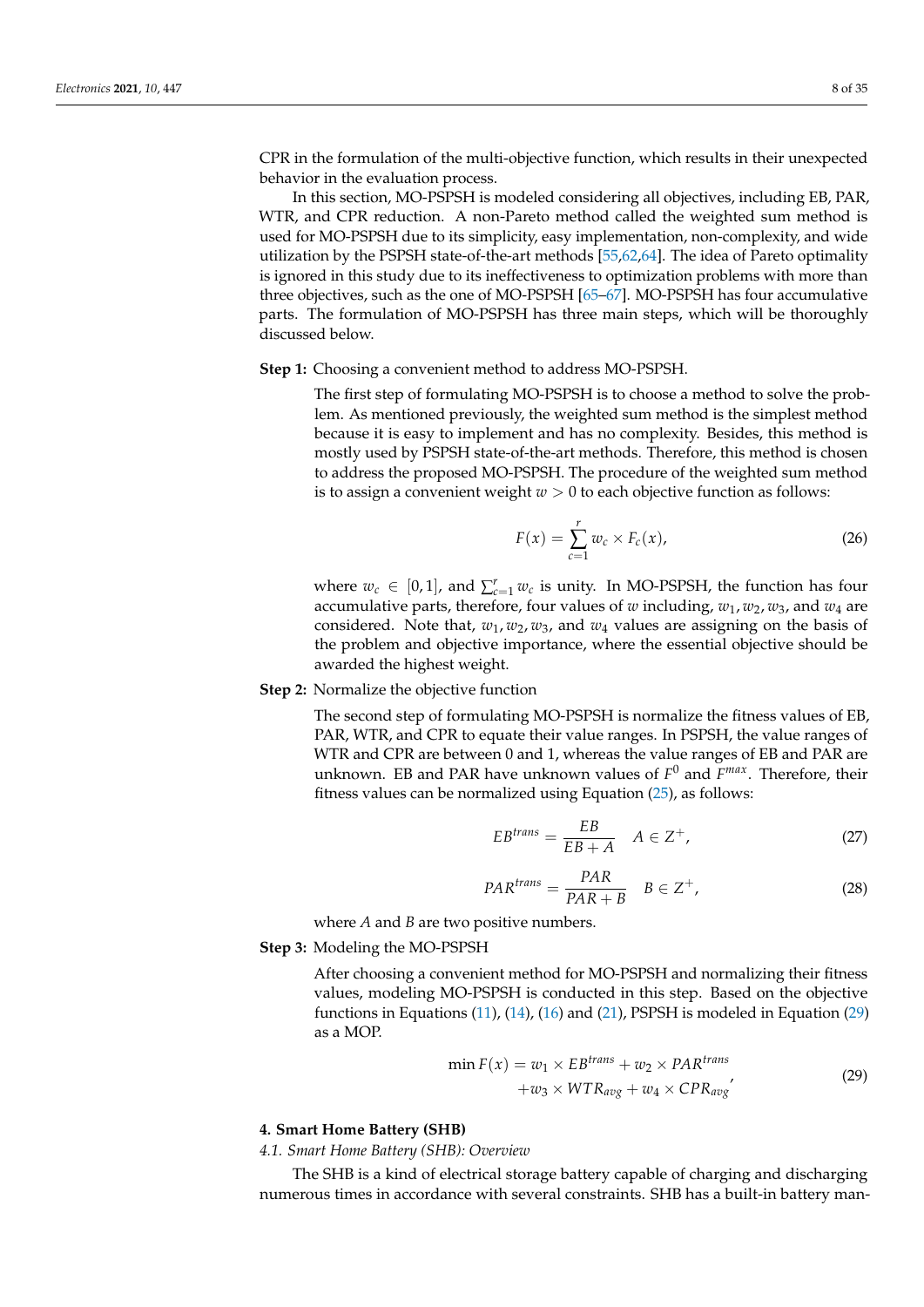CPR in the formulation of the multi-objective function, which results in their unexpected behavior in the evaluation process.

In this section, MO-PSPSH is modeled considering all objectives, including EB, PAR, WTR, and CPR reduction. A non-Pareto method called the weighted sum method is used for MO-PSPSH due to its simplicity, easy implementation, non-complexity, and wide utilization by the PSPSH state-of-the-art methods [55,62,64]. The idea of Pareto optimality is ignored in this study due to its ineffectiveness to optimization problems with more than three objectives, such as the one of MO-PSPSH [65–67]. MO-PSPSH has four accumulative parts. The formulation of MO-PSPSH has three main steps, which will be thoroughly discussed below.

**Step 1:** Choosing a convenient method to address MO-PSPSH.

The first step of formulating MO-PSPSH is to choose a method to solve the problem. As mentioned previously, the weighted sum method is the simplest method because it is easy to implement and has no complexity. Besides, this method is mostly used by PSPSH state-of-the-art methods. Therefore, this method is chosen to address the proposed MO-PSPSH. The procedure of the weighted sum method is to assign a convenient weight $w > 0$ to each objective function as follows:

$$F(x) = \sum_{c=1}^{r} w_c \times F_c(x), \tag{26}$$

where $w_c \in [0,1]$, and $\sum_{c=1}^{r} w_c$ is unity. In MO-PSPSH, the function has four accumulative parts, therefore, four values of $w$ including, $w_1, w_2, w_3$, and $w_4$ are considered. Note that, $w_1, w_2, w_3$, and $w_4$ values are assigning on the basis of the problem and objective importance, where the essential objective should be awarded the highest weight.

**Step 2:** Normalize the objective function

The second step of formulating MO-PSPSH is normalize the fitness values of EB, PAR, WTR, and CPR to equate their value ranges. In PSPSH, the value ranges of WTR and CPR are between 0 and 1, whereas the value ranges of EB and PAR are unknown. EB and PAR have unknown values of $F^0$ and $F^{max}$. Therefore, their fitness values can be normalized using Equation (25), as follows:

$$EB^{trans} = \frac{EB}{EB + A} \quad A \in Z^+, \tag{27}$$

$$PAR^{trans} = \frac{PAR}{PAR + B} \quad B \in Z^+, \tag{28}$$

where $A$ and $B$ are two positive numbers.

**Step 3:** Modeling the MO-PSPSH

After choosing a convenient method for MO-PSPSH and normalizing their fitness values, modeling MO-PSPSH is conducted in this step. Based on the objective functions in Equations (11), (14), (16) and (21), PSPSH is modeled in Equation (29) as a MOP.

$$\begin{aligned} \min F(x) = w_1 \times EB^{trans} + w_2 \times PAR^{trans} \\ + w_3 \times WTR_{avg} + w_4 \times CPR_{avg} \end{aligned}, \tag{29}$$

## 4. Smart Home Battery (SHB)

### 4.1. Smart Home Battery (SHB): Overview

The SHB is a kind of electrical storage battery capable of charging and discharging numerous times in accordance with several constraints. SHB has a built-in battery man-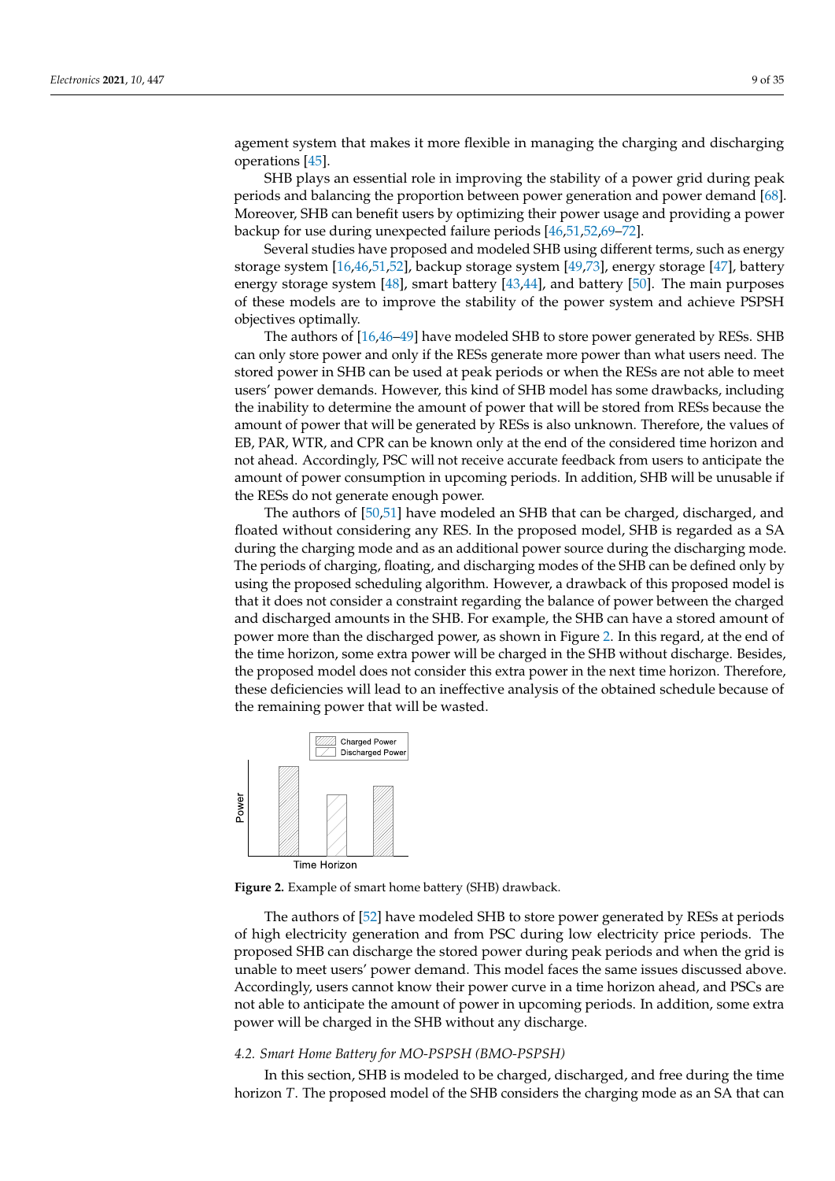agement system that makes it more flexible in managing the charging and discharging operations [45].

SHB plays an essential role in improving the stability of a power grid during peak periods and balancing the proportion between power generation and power demand [68]. Moreover, SHB can benefit users by optimizing their power usage and providing a power backup for use during unexpected failure periods [46,51,52,69–72].

Several studies have proposed and modeled SHB using different terms, such as energy storage system [16,46,51,52], backup storage system [49,73], energy storage [47], battery energy storage system [48], smart battery [43,44], and battery [50]. The main purposes of these models are to improve the stability of the power system and achieve PSPSH objectives optimally.

The authors of [16,46–49] have modeled SHB to store power generated by RESs. SHB can only store power and only if the RESs generate more power than what users need. The stored power in SHB can be used at peak periods or when the RESs are not able to meet users' power demands. However, this kind of SHB model has some drawbacks, including the inability to determine the amount of power that will be stored from RESs because the amount of power that will be generated by RESs is also unknown. Therefore, the values of EB, PAR, WTR, and CPR can be known only at the end of the considered time horizon and not ahead. Accordingly, PSC will not receive accurate feedback from users to anticipate the amount of power consumption in upcoming periods. In addition, SHB will be unusable if the RESs do not generate enough power.

The authors of [50,51] have modeled an SHB that can be charged, discharged, and floated without considering any RES. In the proposed model, SHB is regarded as a SA during the charging mode and as an additional power source during the discharging mode. The periods of charging, floating, and discharging modes of the SHB can be defined only by using the proposed scheduling algorithm. However, a drawback of this proposed model is that it does not consider a constraint regarding the balance of power between the charged and discharged amounts in the SHB. For example, the SHB can have a stored amount of power more than the discharged power, as shown in Figure 2. In this regard, at the end of the time horizon, some extra power will be charged in the SHB without discharge. Besides, the proposed model does not consider this extra power in the next time horizon. Therefore, these deficiencies will lead to an ineffective analysis of the obtained schedule because of the remaining power that will be wasted.

**Figure 2.** Example of smart home battery (SHB) drawback.

The authors of [52] have modeled SHB to store power generated by RESs at periods of high electricity generation and from PSC during low electricity price periods. The proposed SHB can discharge the stored power during peak periods and when the grid is unable to meet users' power demand. This model faces the same issues discussed above. Accordingly, users cannot know their power curve in a time horizon ahead, and PSCs are not able to anticipate the amount of power in upcoming periods. In addition, some extra power will be charged in the SHB without any discharge.

### 4.2. Smart Home Battery for MO-PSPSH (BMO-PSPSH)

In this section, SHB is modeled to be charged, discharged, and free during the time horizon $T$. The proposed model of the SHB considers the charging mode as an SA that can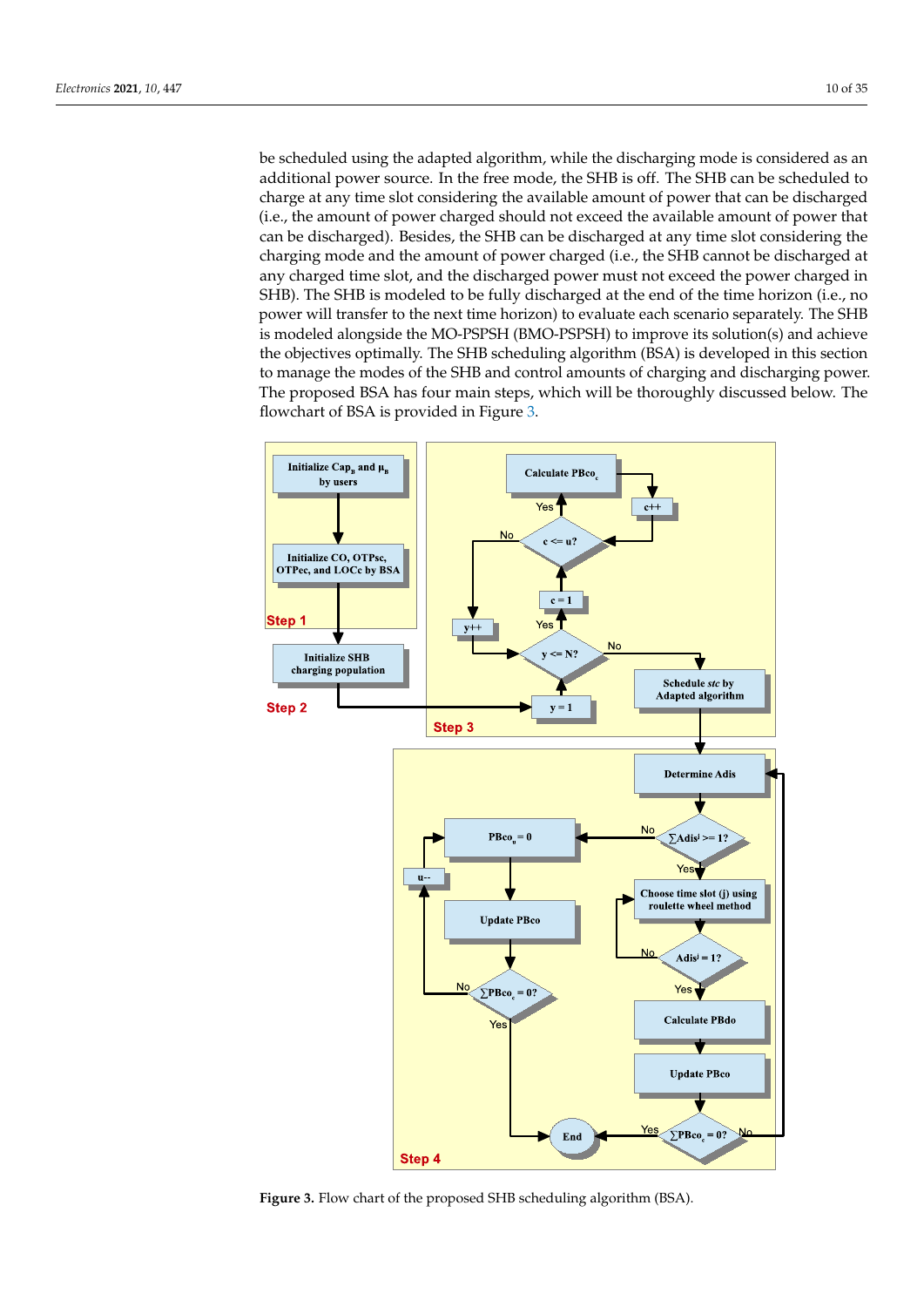be scheduled using the adapted algorithm, while the discharging mode is considered as an additional power source. In the free mode, the SHB is off. The SHB can be scheduled to charge at any time slot considering the available amount of power that can be discharged (i.e., the amount of power charged should not exceed the available amount of power that can be discharged). Besides, the SHB can be discharged at any time slot considering the charging mode and the amount of power charged (i.e., the SHB cannot be discharged at any charged time slot, and the discharged power must not exceed the power charged in SHB). The SHB is modeled to be fully discharged at the end of the time horizon (i.e., no power will transfer to the next time horizon) to evaluate each scenario separately. The SHB is modeled alongside the MO-PSPSH (BMO-PSPSH) to improve its solution(s) and achieve the objectives optimally. The SHB scheduling algorithm (BSA) is developed in this section to manage the modes of the SHB and control amounts of charging and discharging power. The proposed BSA has four main steps, which will be thoroughly discussed below. The flowchart of BSA is provided in Figure 3.

**Figure 3.** Flow chart of the proposed SHB scheduling algorithm (BSA).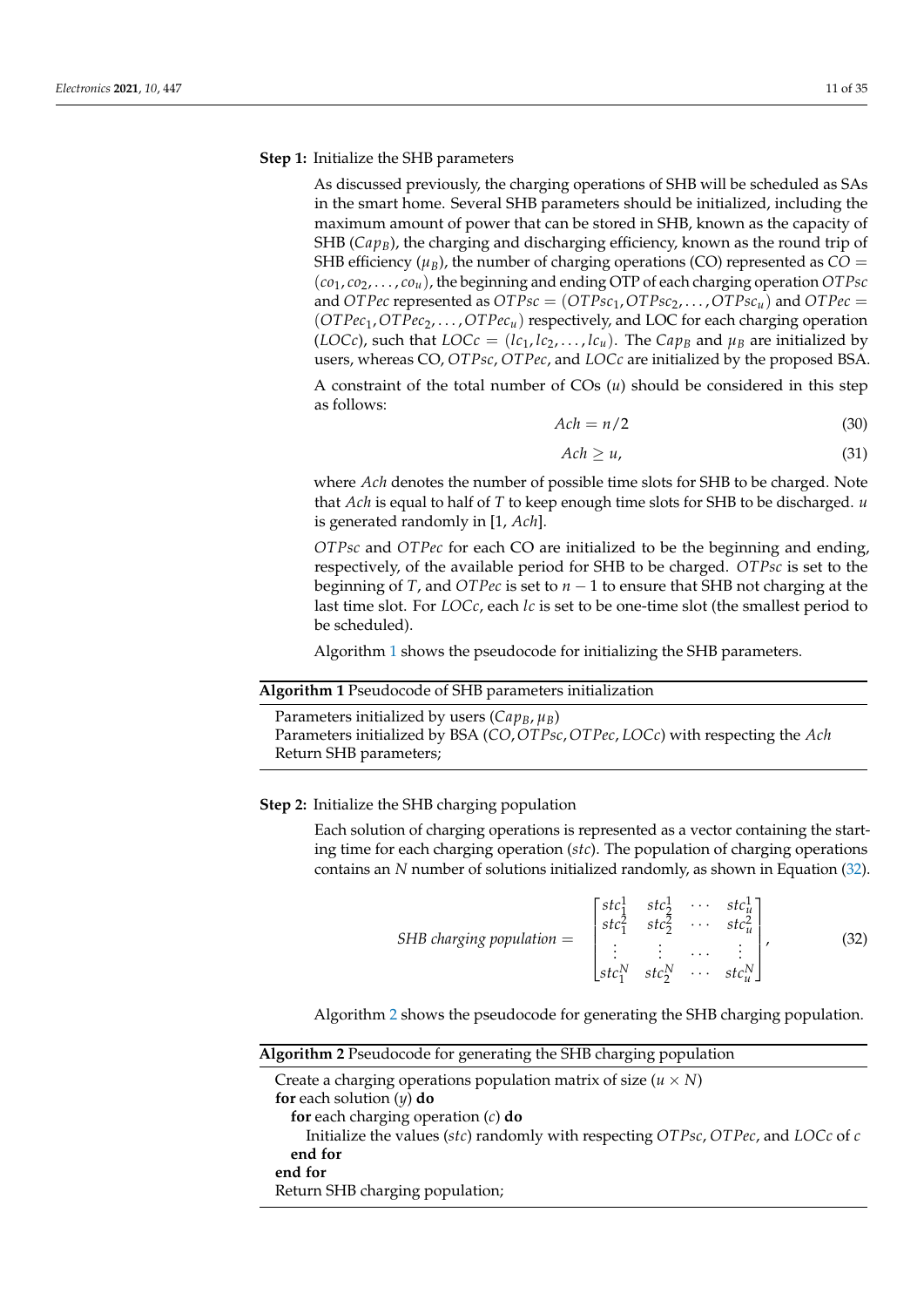**Step 1:** Initialize the SHB parameters

As discussed previously, the charging operations of SHB will be scheduled as SAs in the smart home. Several SHB parameters should be initialized, including the maximum amount of power that can be stored in SHB, known as the capacity of SHB ($Cap_B$), the charging and discharging efficiency, known as the round trip of SHB efficiency ($\mu_B$), the number of charging operations (CO) represented as $CO = (co_1, co_2, \ldots, co_u)$, the beginning and ending OTP of each charging operation $OTPsc$ and $OTPec$ represented as $OTPsc = (OTPsc_1, OTPsc_2, \ldots, OTPsc_u)$ and $OTPec = (OTPec_1, OTPec_2, \ldots, OTPec_u)$ respectively, and LOC for each charging operation ($LOCc$), such that $LOCc = (lc_1, lc_2, \ldots, lc_u)$. The $Cap_B$ and $\mu_B$ are initialized by users, whereas CO, $OTPsc$, $OTPec$, and $LOCc$ are initialized by the proposed BSA.

A constraint of the total number of COs ($u$) should be considered in this step as follows:

$$Ach = n/2 \tag{30}$$

$$Ach \geq u, \tag{31}$$

where $Ach$ denotes the number of possible time slots for SHB to be charged. Note that $Ach$ is equal to half of $T$ to keep enough time slots for SHB to be discharged. $u$ is generated randomly in [1, $Ach$].

$OTPsc$ and $OTPec$ for each CO are initialized to be the beginning and ending, respectively, of the available period for SHB to be charged. $OTPsc$ is set to the beginning of $T$, and $OTPec$ is set to $n - 1$ to ensure that SHB not charging at the last time slot. For $LOCc$, each $lc$ is set to be one-time slot (the smallest period to be scheduled).

Algorithm 1 shows the pseudocode for initializing the SHB parameters.

**Algorithm 1** Pseudocode of SHB parameters initialization

```
Parameters initialized by users (Cap_B, μ_B)
Parameters initialized by BSA (CO, OTPsc, OTPec, LOCc) with respecting the Ach
Return SHB parameters;
```

**Step 2:** Initialize the SHB charging population

Each solution of charging operations is represented as a vector containing the starting time for each charging operation ($stc$). The population of charging operations contains an $N$ number of solutions initialized randomly, as shown in Equation (32).

$$SHB\ charging\ population = \begin{bmatrix} stc_1^1 & stc_2^1 & \cdots & stc_u^1 \\ stc_1^2 & stc_2^2 & \cdots & stc_u^2 \\ \vdots & \vdots & \cdots & \vdots \\ stc_1^N & stc_2^N & \cdots & stc_u^N \end{bmatrix}, \tag{32}$$

Algorithm 2 shows the pseudocode for generating the SHB charging population.

**Algorithm 2** Pseudocode for generating the SHB charging population

```
Create a charging operations population matrix of size (u × N)
for each solution (y) do
  for each charging operation (c) do
    Initialize the values (stc) randomly with respecting OTPsc, OTPec, and LOCc of c
  end for
end for
Return SHB charging population;
```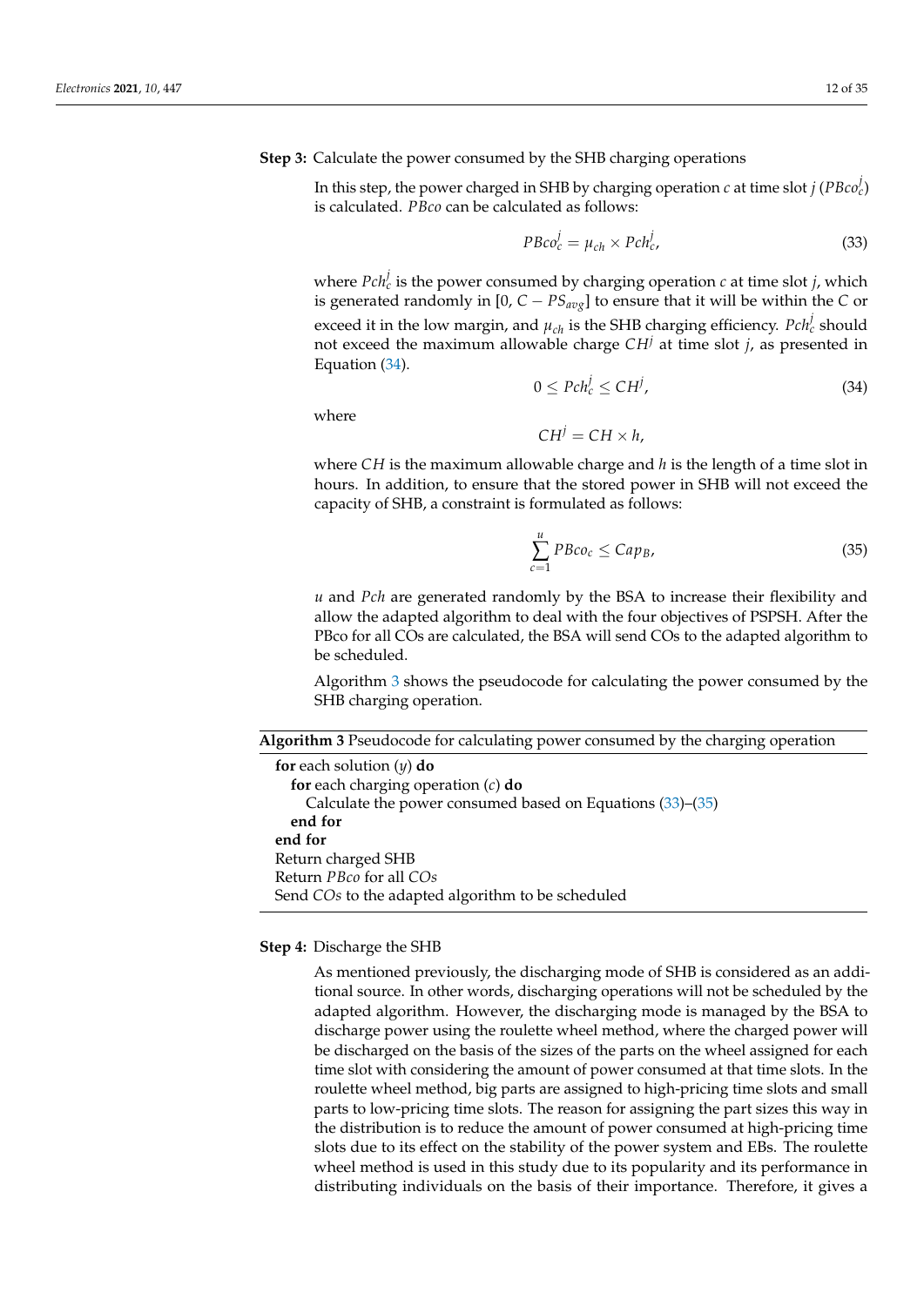**Step 3:** Calculate the power consumed by the SHB charging operations

In this step, the power charged in SHB by charging operation $c$ at time slot $j$ ($PBco_c^j$) is calculated. $PBco$ can be calculated as follows:

$$PBco_c^j = \mu_{ch} \times Pch_c^j, \tag{33}$$

where $Pch_c^j$ is the power consumed by charging operation $c$ at time slot $j$, which is generated randomly in [0, $C - PS_{avg}$] to ensure that it will be within the $C$ or exceed it in the low margin, and $\mu_{ch}$ is the SHB charging efficiency. $Pch_c^j$ should not exceed the maximum allowable charge $CH^j$ at time slot $j$, as presented in Equation (34).

$$0 \leq Pch_c^j \leq CH^j, \tag{34}$$

where

$$CH^j = CH \times h,$$

where $CH$ is the maximum allowable charge and $h$ is the length of a time slot in hours. In addition, to ensure that the stored power in SHB will not exceed the capacity of SHB, a constraint is formulated as follows:

$$\sum_{c=1}^{u} PBco_c \leq Cap_B, \tag{35}$$

$u$ and $Pch$ are generated randomly by the BSA to increase their flexibility and allow the adapted algorithm to deal with the four objectives of PSPSH. After the PBco for all COs are calculated, the BSA will send COs to the adapted algorithm to be scheduled.

Algorithm 3 shows the pseudocode for calculating the power consumed by the SHB charging operation.

**Algorithm 3** Pseudocode for calculating power consumed by the charging operation

```
for each solution (y) do
    for each charging operation (c) do
        Calculate the power consumed based on Equations (33)–(35)
    end for
end for
Return charged SHB
Return PBco for all COs
Send COs to the adapted algorithm to be scheduled
```

**Step 4:** Discharge the SHB

As mentioned previously, the discharging mode of SHB is considered as an additional source. In other words, discharging operations will not be scheduled by the adapted algorithm. However, the discharging mode is managed by the BSA to discharge power using the roulette wheel method, where the charged power will be discharged on the basis of the sizes of the parts on the wheel assigned for each time slot with considering the amount of power consumed at that time slots. In the roulette wheel method, big parts are assigned to high-pricing time slots and small parts to low-pricing time slots. The reason for assigning the part sizes this way in the distribution is to reduce the amount of power consumed at high-pricing time slots due to its effect on the stability of the power system and EBs. The roulette wheel method is used in this study due to its popularity and its performance in distributing individuals on the basis of their importance. Therefore, it gives a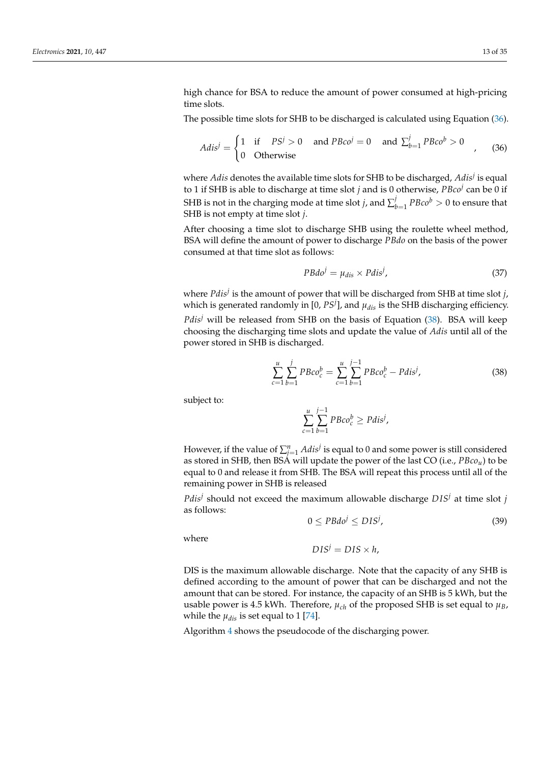high chance for BSA to reduce the amount of power consumed at high-pricing time slots.

The possible time slots for SHB to be discharged is calculated using Equation (36).

$$Adis^j = \begin{cases} 1 & \text{if} \quad PS^j > 0 \quad \text{and } PBco^j = 0 \quad \text{and } \sum_{b=1}^{j} PBco^b > 0 \\ 0 & \text{Otherwise} \end{cases}, \tag{36}$$

where $Adis$ denotes the available time slots for SHB to be discharged, $Adis^j$ is equal to 1 if SHB is able to discharge at time slot $j$ and is 0 otherwise, $PBco^j$ can be 0 if SHB is not in the charging mode at time slot $j$, and $\sum_{b=1}^{j} PBco^b > 0$ to ensure that SHB is not empty at time slot $j$.

After choosing a time slot to discharge SHB using the roulette wheel method, BSA will define the amount of power to discharge $PBdo$ on the basis of the power consumed at that time slot as follows:

$$PBdo^j = \mu_{dis} \times Pdis^j, \tag{37}$$

where $Pdis^j$ is the amount of power that will be discharged from SHB at time slot $j$, which is generated randomly in [0, $PS^j$], and $\mu_{dis}$ is the SHB discharging efficiency. $Pdis^j$ will be released from SHB on the basis of Equation (38). BSA will keep choosing the discharging time slots and update the value of $Adis$ until all of the power stored in SHB is discharged.

$$\sum_{c=1}^{u} \sum_{b=1}^{j} PBco_c^b = \sum_{c=1}^{u} \sum_{b=1}^{j-1} PBco_c^b - Pdis^j, \tag{38}$$

subject to:

$$\sum_{c=1}^{u} \sum_{b=1}^{j-1} PBco_c^b \geq Pdis^j,$$

However, if the value of $\sum_{j=1}^{n} Adis^j$ is equal to 0 and some power is still considered as stored in SHB, then BSA will update the power of the last CO (i.e., $PBco_u$) to be equal to 0 and release it from SHB. The BSA will repeat this process until all of the remaining power in SHB is released

$Pdis^j$ should not exceed the maximum allowable discharge $DIS^j$ at time slot $j$ as follows:

$$0 \leq PBdo^j \leq DIS^j, \tag{39}$$

where

$$DIS^j = DIS \times h,$$

DIS is the maximum allowable discharge. Note that the capacity of any SHB is defined according to the amount of power that can be discharged and not the amount that can be stored. For instance, the capacity of an SHB is 5 kWh, but the usable power is 4.5 kWh. Therefore, $\mu_{ch}$ of the proposed SHB is set equal to $\mu_B$, while the $\mu_{dis}$ is set equal to 1 [74].

Algorithm 4 shows the pseudocode of the discharging power.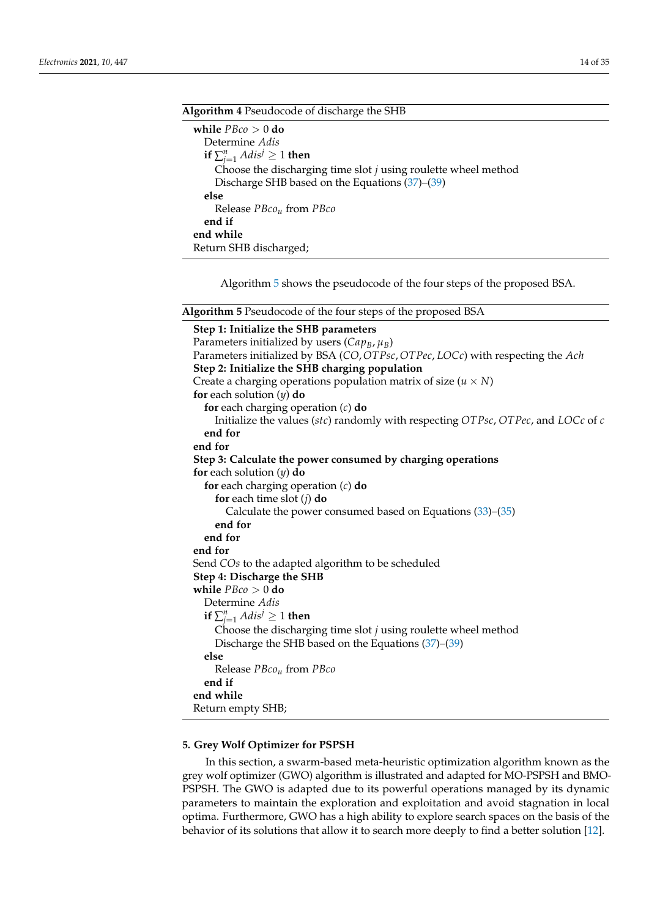**Algorithm 4** Pseudocode of discharge the SHB

```
while PBco > 0 do
  Determine Adis
  if ∑_{j=1}^{n} Adis^j ≥ 1 then
    Choose the discharging time slot j using roulette wheel method
    Discharge SHB based on the Equations (37)–(39)
  else
    Release PBco_u from PBco
  end if
end while
Return SHB discharged;
```

Algorithm 5 shows the pseudocode of the four steps of the proposed BSA.

**Algorithm 5** Pseudocode of the four steps of the proposed BSA

```
Step 1: Initialize the SHB parameters
Parameters initialized by users (Cap_B, μ_B)
Parameters initialized by BSA (CO, OTPsc, OTPec, LOCc) with respecting the Ach
Step 2: Initialize the SHB charging population
Create a charging operations population matrix of size (u × N)
for each solution (y) do
  for each charging operation (c) do
    Initialize the values (stc) randomly with respecting OTPsc, OTPec, and LOCc of c
  end for
end for
Step 3: Calculate the power consumed by charging operations
for each solution (y) do
  for each charging operation (c) do
    for each time slot (j) do
      Calculate the power consumed based on Equations (33)–(35)
    end for
  end for
end for
Send COs to the adapted algorithm to be scheduled
Step 4: Discharge the SHB
while PBco > 0 do
  Determine Adis
  if ∑_{j=1}^{n} Adis^j ≥ 1 then
    Choose the discharging time slot j using roulette wheel method
    Discharge the SHB based on the Equations (37)–(39)
  else
    Release PBco_u from PBco
  end if
end while
Return empty SHB;
```

## 5. Grey Wolf Optimizer for PSPSH

In this section, a swarm-based meta-heuristic optimization algorithm known as the grey wolf optimizer (GWO) algorithm is illustrated and adapted for MO-PSPSH and BMO-PSPSH. The GWO is adapted due to its powerful operations managed by its dynamic parameters to maintain the exploration and exploitation and avoid stagnation in local optima. Furthermore, GWO has a high ability to explore search spaces on the basis of the behavior of its solutions that allow it to search more deeply to find a better solution [12].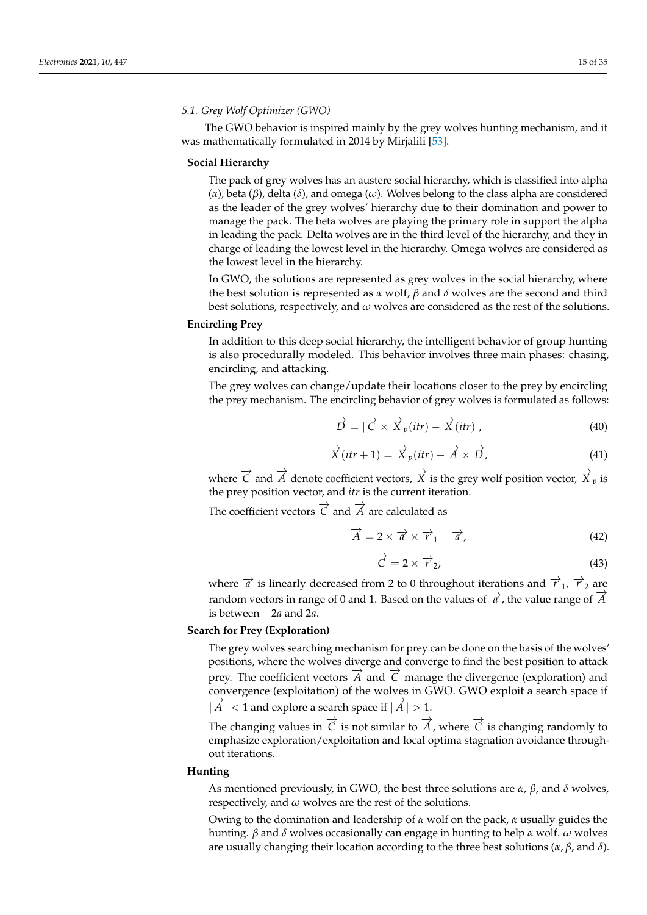### 5.1. Grey Wolf Optimizer (GWO)

The GWO behavior is inspired mainly by the grey wolves hunting mechanism, and it was mathematically formulated in 2014 by Mirjalili [53].

**Social Hierarchy**

The pack of grey wolves has an austere social hierarchy, which is classified into alpha ($\alpha$), beta ($\beta$), delta ($\delta$), and omega ($\omega$). Wolves belong to the class alpha are considered as the leader of the grey wolves' hierarchy due to their domination and power to manage the pack. The beta wolves are playing the primary role in support the alpha in leading the pack. Delta wolves are in the third level of the hierarchy, and they in charge of leading the lowest level in the hierarchy. Omega wolves are considered as the lowest level in the hierarchy.

In GWO, the solutions are represented as grey wolves in the social hierarchy, where the best solution is represented as $\alpha$ wolf, $\beta$ and $\delta$ wolves are the second and third best solutions, respectively, and $\omega$ wolves are considered as the rest of the solutions.

**Encircling Prey**

In addition to this deep social hierarchy, the intelligent behavior of group hunting is also procedurally modeled. This behavior involves three main phases: chasing, encircling, and attacking.

The grey wolves can change/update their locations closer to the prey by encircling the prey mechanism. The encircling behavior of grey wolves is formulated as follows:

$$\overrightarrow{D} = |\overrightarrow{C} \times \overrightarrow{X}_p(itr) - \overrightarrow{X}(itr)|, \tag{40}$$

$$\overrightarrow{X}(itr+1) = \overrightarrow{X}_p(itr) - \overrightarrow{A} \times \overrightarrow{D}, \tag{41}$$

where $\overrightarrow{C}$ and $\overrightarrow{A}$ denote coefficient vectors, $\overrightarrow{X}$ is the grey wolf position vector, $\overrightarrow{X}_p$ is the prey position vector, and $itr$ is the current iteration.

The coefficient vectors $\overrightarrow{C}$ and $\overrightarrow{A}$ are calculated as

$$\overrightarrow{A} = 2 \times \overrightarrow{a} \times \overrightarrow{r}_1 - \overrightarrow{a}, \tag{42}$$

$$\overrightarrow{C} = 2 \times \overrightarrow{r}_2, \tag{43}$$

where $\overrightarrow{a}$ is linearly decreased from 2 to 0 throughout iterations and $\overrightarrow{r}_1$, $\overrightarrow{r}_2$ are random vectors in range of 0 and 1. Based on the values of $\overrightarrow{a}$, the value range of $\overrightarrow{A}$ is between $-2a$ and $2a$.

**Search for Prey (Exploration)**

The grey wolves searching mechanism for prey can be done on the basis of the wolves' positions, where the wolves diverge and converge to find the best position to attack prey. The coefficient vectors $\overrightarrow{A}$ and $\overrightarrow{C}$ manage the divergence (exploration) and convergence (exploitation) of the wolves in GWO. GWO exploit a search space if $|\overrightarrow{A}| < 1$ and explore a search space if $|\overrightarrow{A}| > 1$.

The changing values in $\overrightarrow{C}$ is not similar to $\overrightarrow{A}$, where $\overrightarrow{C}$ is changing randomly to emphasize exploration/exploitation and local optima stagnation avoidance throughout iterations.

**Hunting**

As mentioned previously, in GWO, the best three solutions are $\alpha$, $\beta$, and $\delta$ wolves, respectively, and $\omega$ wolves are the rest of the solutions.

Owing to the domination and leadership of $\alpha$ wolf on the pack, $\alpha$ usually guides the hunting. $\beta$ and $\delta$ wolves occasionally can engage in hunting to help $\alpha$ wolf. $\omega$ wolves are usually changing their location according to the three best solutions ($\alpha$, $\beta$, and $\delta$).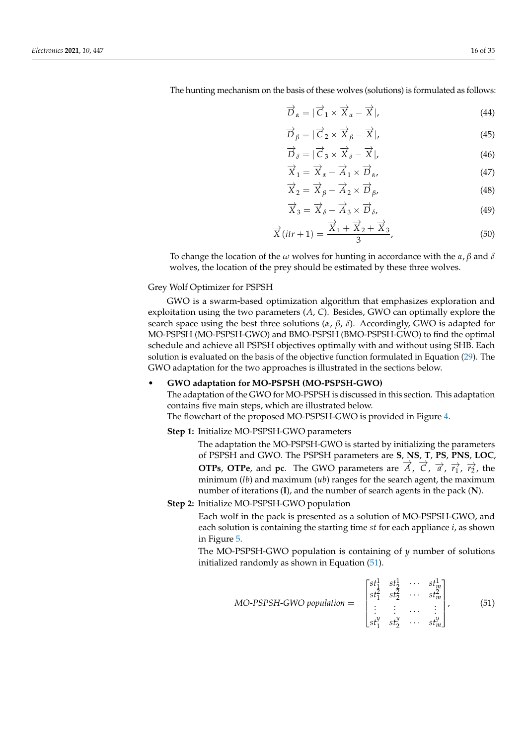The hunting mechanism on the basis of these wolves (solutions) is formulated as follows:

$$\overrightarrow{D}_\alpha = |\overrightarrow{C}_1 \times \overrightarrow{X}_\alpha - \overrightarrow{X}|, \tag{44}$$

$$\overrightarrow{D}_\beta = |\overrightarrow{C}_2 \times \overrightarrow{X}_\beta - \overrightarrow{X}|, \tag{45}$$

$$\overrightarrow{D}_\delta = |\overrightarrow{C}_3 \times \overrightarrow{X}_\delta - \overrightarrow{X}|, \tag{46}$$

$$\overrightarrow{X}_1 = \overrightarrow{X}_\alpha - \overrightarrow{A}_1 \times \overrightarrow{D}_\alpha, \tag{47}$$

$$\overrightarrow{X}_2 = \overrightarrow{X}_\beta - \overrightarrow{A}_2 \times \overrightarrow{D}_\beta, \tag{48}$$

$$\overrightarrow{X}_3 = \overrightarrow{X}_\delta - \overrightarrow{A}_3 \times \overrightarrow{D}_\delta, \tag{49}$$

$$\overrightarrow{X}(itr+1) = \frac{\overrightarrow{X}_1 + \overrightarrow{X}_2 + \overrightarrow{X}_3}{3}, \tag{50}$$

To change the location of the $\omega$ wolves for hunting in accordance with the $\alpha$, $\beta$ and $\delta$ wolves, the location of the prey should be estimated by these three wolves.

Grey Wolf Optimizer for PSPSH

GWO is a swarm-based optimization algorithm that emphasizes exploration and exploitation using the two parameters ($A$, $C$). Besides, GWO can optimally explore the search space using the best three solutions ($\alpha$, $\beta$, $\delta$). Accordingly, GWO is adapted for MO-PSPSH (MO-PSPSH-GWO) and BMO-PSPSH (BMO-PSPSH-GWO) to find the optimal schedule and achieve all PSPSH objectives optimally with and without using SHB. Each solution is evaluated on the basis of the objective function formulated in Equation (29). The GWO adaptation for the two approaches is illustrated in the sections below.

- **GWO adaptation for MO-PSPSH (MO-PSPSH-GWO)**
  The adaptation of the GWO for MO-PSPSH is discussed in this section. This adaptation contains five main steps, which are illustrated below.
  The flowchart of the proposed MO-PSPSH-GWO is provided in Figure 4.

  **Step 1:** Initialize MO-PSPSH-GWO parameters

  The adaptation the MO-PSPSH-GWO is started by initializing the parameters of PSPSH and GWO. The PSPSH parameters are **S**, **NS**, **T**, **PS**, **PNS**, **LOC**, **OTPs**, **OTPe**, and **pc**. The GWO parameters are $\overrightarrow{A}$, $\overrightarrow{C}$, $\overrightarrow{a}$, $\overrightarrow{r_1}$, $\overrightarrow{r_2}$, the minimum ($lb$) and maximum ($ub$) ranges for the search agent, the maximum number of iterations (**I**), and the number of search agents in the pack (**N**).

  **Step 2:** Initialize MO-PSPSH-GWO population

  Each wolf in the pack is presented as a solution of MO-PSPSH-GWO, and each solution is containing the starting time $st$ for each appliance $i$, as shown in Figure 5.

  The MO-PSPSH-GWO population is containing of $y$ number of solutions initialized randomly as shown in Equation (51).

$$\textit{MO-PSPSH-GWO population} = \begin{bmatrix} st_1^1 & st_2^1 & \cdots & st_m^1 \\ st_1^2 & st_2^2 & \cdots & st_m^2 \\ \vdots & \vdots & \cdots & \vdots \\ st_1^y & st_2^y & \cdots & st_m^y \end{bmatrix}, \tag{51}$$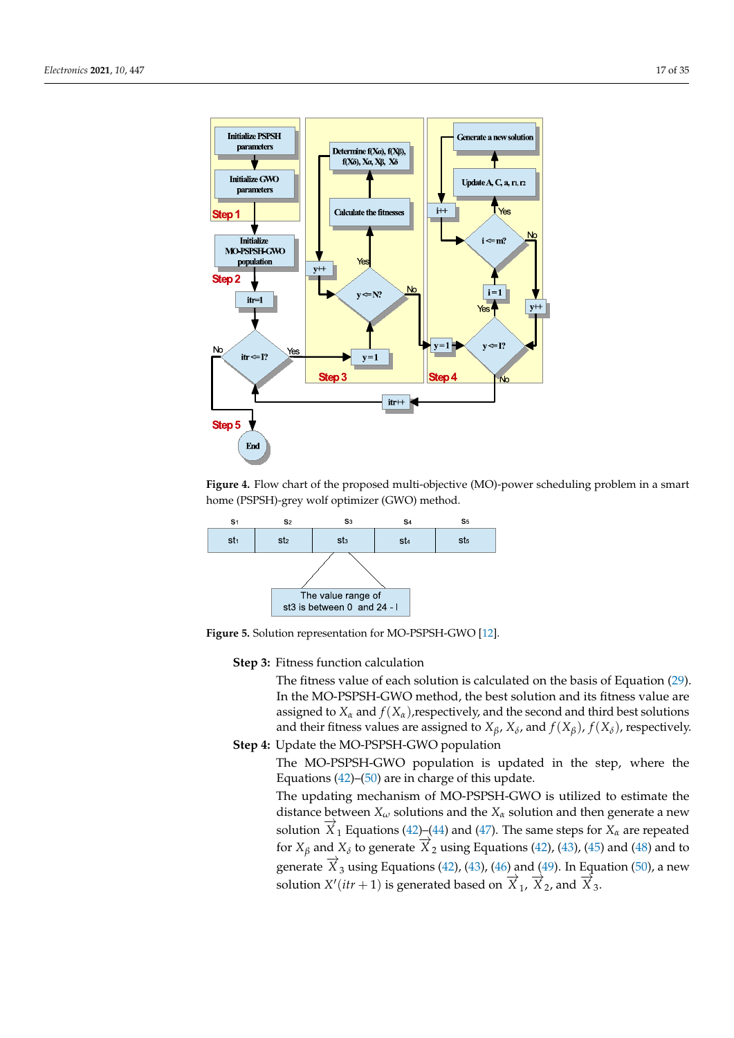**Figure 4.** Flow chart of the proposed multi-objective (MO)-power scheduling problem in a smart home (PSPSH)-grey wolf optimizer (GWO) method.

**Figure 5.** Solution representation for MO-PSPSH-GWO [12].

**Step 3:** Fitness function calculation

The fitness value of each solution is calculated on the basis of Equation (29). In the MO-PSPSH-GWO method, the best solution and its fitness value are assigned to $X_\alpha$ and $f(X_\alpha)$,respectively, and the second and third best solutions and their fitness values are assigned to $X_\beta$, $X_\delta$, and $f(X_\beta)$, $f(X_\delta)$, respectively.

**Step 4:** Update the MO-PSPSH-GWO population

The MO-PSPSH-GWO population is updated in the step, where the Equations (42)–(50) are in charge of this update.

The updating mechanism of MO-PSPSH-GWO is utilized to estimate the distance between $X_\omega$ solutions and the $X_\alpha$ solution and then generate a new solution $\overrightarrow{X}_1$ Equations (42)–(44) and (47). The same steps for $X_\alpha$ are repeated for $X_\beta$ and $X_\delta$ to generate $\overrightarrow{X}_2$ using Equations (42), (43), (45) and (48) and to generate $\overrightarrow{X}_3$ using Equations (42), (43), (46) and (49). In Equation (50), a new solution $X'(itr+1)$ is generated based on $\overrightarrow{X}_1$, $\overrightarrow{X}_2$, and $\overrightarrow{X}_3$.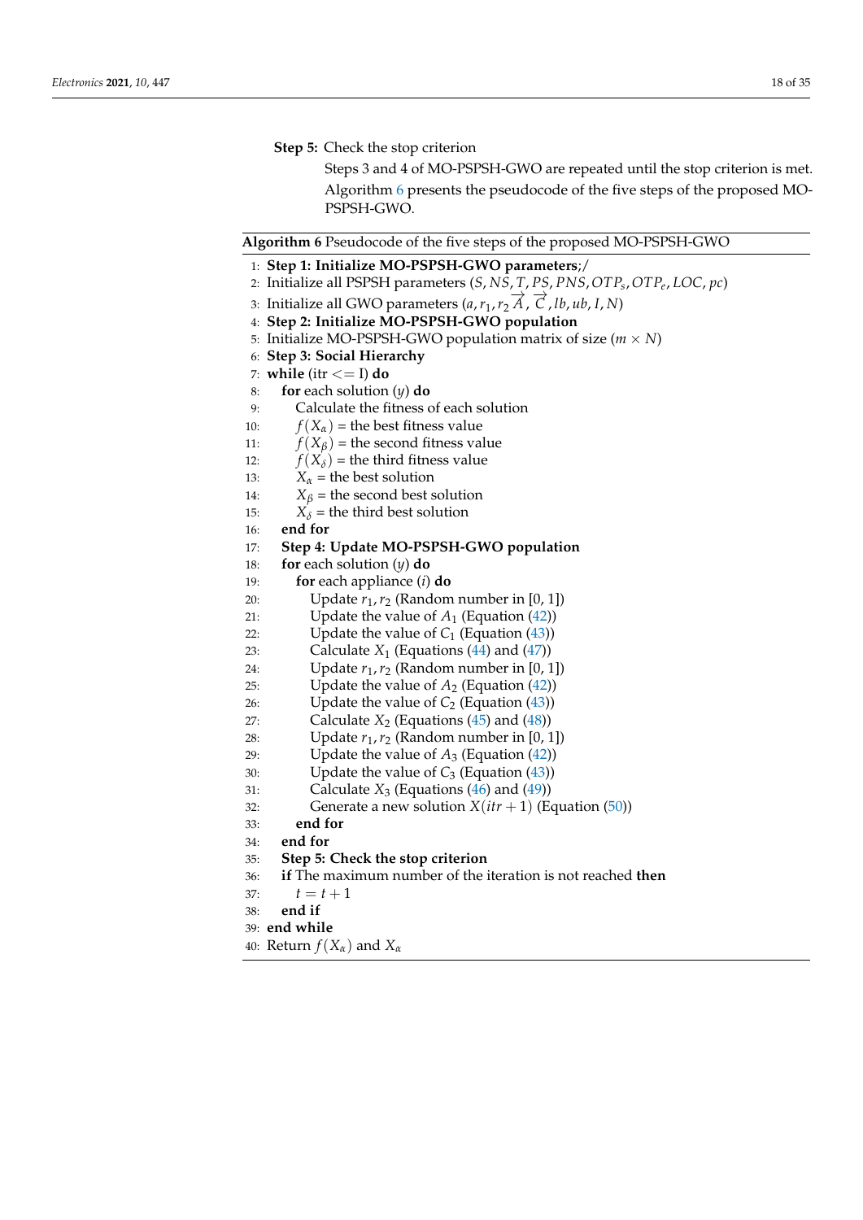**Step 5:** Check the stop criterion

Steps 3 and 4 of MO-PSPSH-GWO are repeated until the stop criterion is met. Algorithm 6 presents the pseudocode of the five steps of the proposed MO-PSPSH-GWO.

**Algorithm 6** Pseudocode of the five steps of the proposed MO-PSPSH-GWO

```
1:  Step 1: Initialize MO-PSPSH-GWO parameters;/
2:  Initialize all PSPSH parameters (S, NS, T, PS, PNS, OTP_s, OTP_e, LOC, pc)
3:  Initialize all GWO parameters (a, r_1, r_2 →A, →C, lb, ub, I, N)
4:  Step 2: Initialize MO-PSPSH-GWO population
5:  Initialize MO-PSPSH-GWO population matrix of size (m × N)
6:  Step 3: Social Hierarchy
7:  while (itr <= I) do
8:      for each solution (y) do
9:          Calculate the fitness of each solution
10:         f(X_α) = the best fitness value
11:         f(X_β) = the second fitness value
12:         f(X_δ) = the third fitness value
13:         X_α = the best solution
14:         X_β = the second best solution
15:         X_δ = the third best solution
16:     end for
17:     Step 4: Update MO-PSPSH-GWO population
18:     for each solution (y) do
19:         for each appliance (i) do
20:             Update r_1, r_2 (Random number in [0, 1])
21:             Update the value of A_1 (Equation (42))
22:             Update the value of C_1 (Equation (43))
23:             Calculate X_1 (Equations (44) and (47))
24:             Update r_1, r_2 (Random number in [0, 1])
25:             Update the value of A_2 (Equation (42))
26:             Update the value of C_2 (Equation (43))
27:             Calculate X_2 (Equations (45) and (48))
28:             Update r_1, r_2 (Random number in [0, 1])
29:             Update the value of A_3 (Equation (42))
30:             Update the value of C_3 (Equation (43))
31:             Calculate X_3 (Equations (46) and (49))
32:             Generate a new solution X(itr + 1) (Equation (50))
33:         end for
34:     end for
35:     Step 5: Check the stop criterion
36:     if The maximum number of the iteration is not reached then
37:         t = t + 1
38:     end if
39: end while
40: Return f(X_α) and X_α
```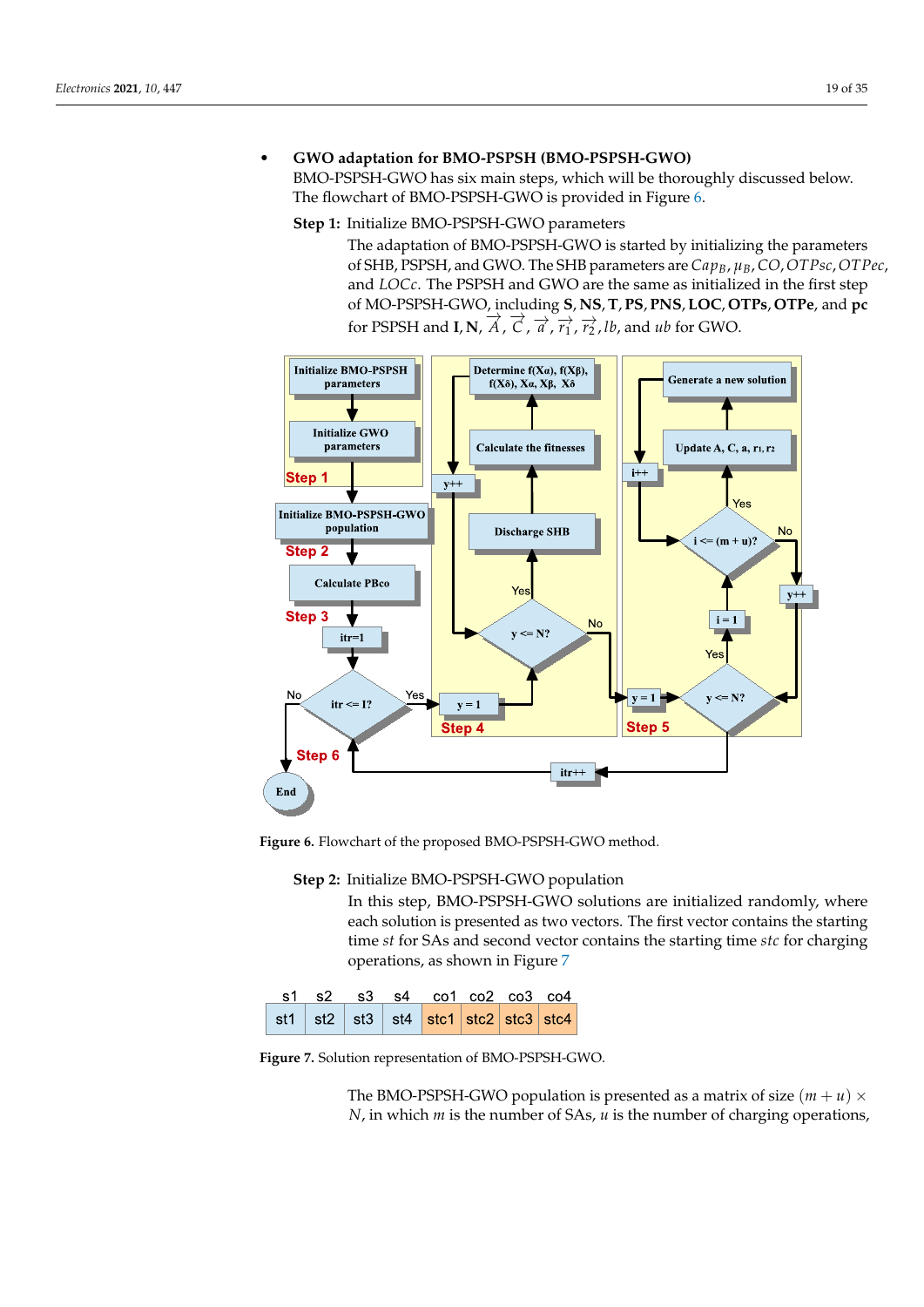- **GWO adaptation for BMO-PSPSH (BMO-PSPSH-GWO)**

  BMO-PSPSH-GWO has six main steps, which will be thoroughly discussed below. The flowchart of BMO-PSPSH-GWO is provided in Figure 6.

  **Step 1:** Initialize BMO-PSPSH-GWO parameters

  The adaptation of BMO-PSPSH-GWO is started by initializing the parameters of SHB, PSPSH, and GWO. The SHB parameters are $Cap_B, \mu_B, CO, OTPsc, OTPec$, and $LOCc$. The PSPSH and GWO are the same as initialized in the first step of MO-PSPSH-GWO, including **S**, **NS**, **T**, **PS**, **PNS**, **LOC**, **OTPs**, **OTPe**, and **pc** for PSPSH and **I**, **N**, $\vec{A}$, $\vec{C}$, $\vec{a}$, $\vec{r_1}$, $\vec{r_2}$, $lb$, and $ub$ for GWO.

Figure 6. Flowchart of the proposed BMO-PSPSH-GWO method.

  **Step 2:** Initialize BMO-PSPSH-GWO population

  In this step, BMO-PSPSH-GWO solutions are initialized randomly, where each solution is presented as two vectors. The first vector contains the starting time $st$ for SAs and second vector contains the starting time $stc$ for charging operations, as shown in Figure 7

| s1 | s2 | s3 | s4 | co1 | co2 | co3 | co4 |
|---|---|---|---|---|---|---|---|
| st1 | st2 | st3 | st4 | stc1 | stc2 | stc3 | stc4 |

Figure 7. Solution representation of BMO-PSPSH-GWO.

  The BMO-PSPSH-GWO population is presented as a matrix of size $(m + u) \times N$, in which $m$ is the number of SAs, $u$ is the number of charging operations,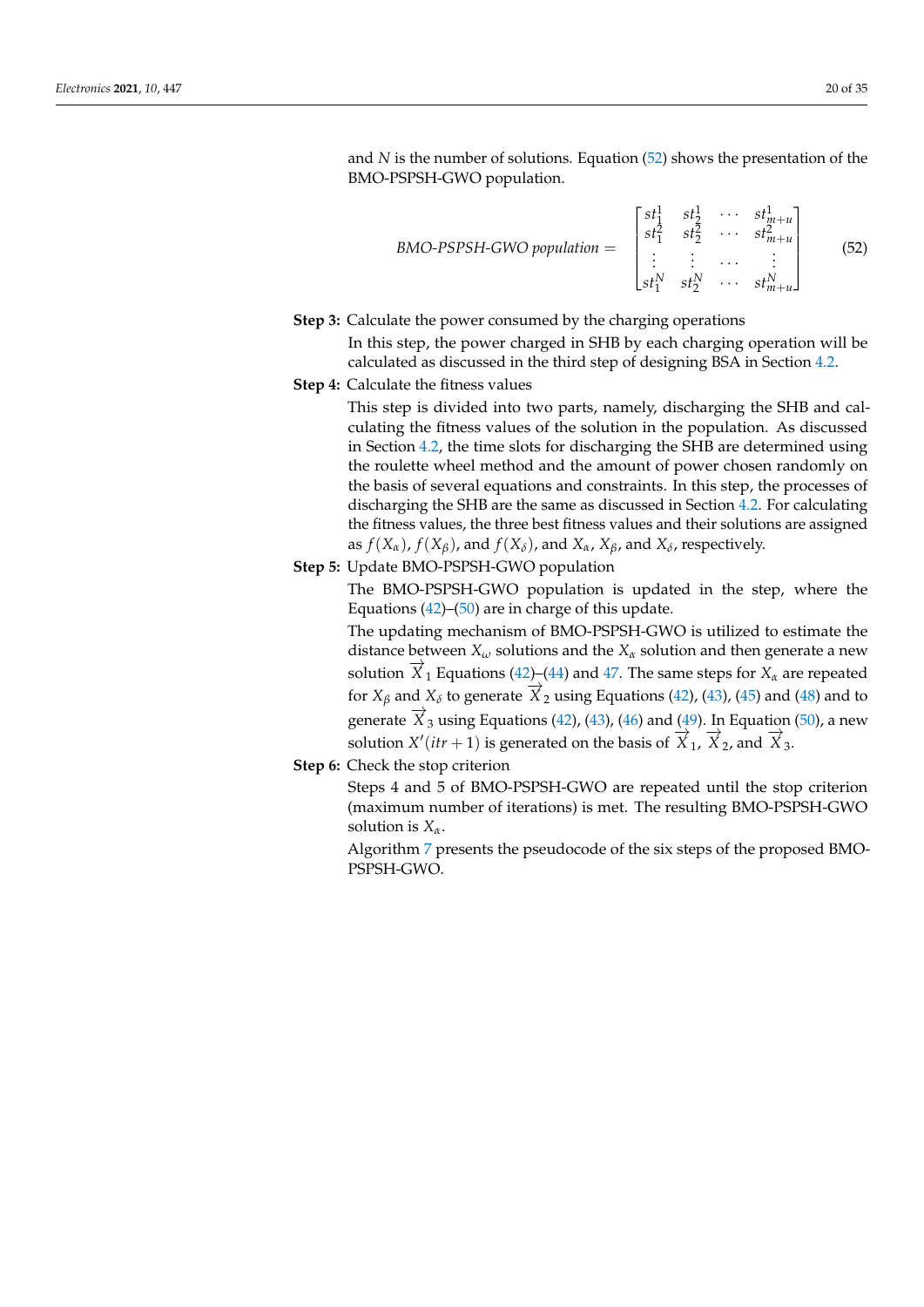and $N$ is the number of solutions. Equation (52) shows the presentation of the BMO-PSPSH-GWO population.

$$\textit{BMO-PSPSH-GWO population} = \begin{bmatrix} st_1^1 & st_2^1 & \cdots & st_{m+u}^1 \\ st_1^2 & st_2^2 & \cdots & st_{m+u}^2 \\ \vdots & \vdots & \cdots & \vdots \\ st_1^N & st_2^N & \cdots & st_{m+u}^N \end{bmatrix} \tag{52}$$

**Step 3:** Calculate the power consumed by the charging operations

In this step, the power charged in SHB by each charging operation will be calculated as discussed in the third step of designing BSA in Section 4.2.

**Step 4:** Calculate the fitness values

This step is divided into two parts, namely, discharging the SHB and calculating the fitness values of the solution in the population. As discussed in Section 4.2, the time slots for discharging the SHB are determined using the roulette wheel method and the amount of power chosen randomly on the basis of several equations and constraints. In this step, the processes of discharging the SHB are the same as discussed in Section 4.2. For calculating the fitness values, the three best fitness values and their solutions are assigned as $f(X_\alpha)$, $f(X_\beta)$, and $f(X_\delta)$, and $X_\alpha$, $X_\beta$, and $X_\delta$, respectively.

**Step 5:** Update BMO-PSPSH-GWO population

The BMO-PSPSH-GWO population is updated in the step, where the Equations (42)–(50) are in charge of this update.

The updating mechanism of BMO-PSPSH-GWO is utilized to estimate the distance between $X_\omega$ solutions and the $X_\alpha$ solution and then generate a new solution $\overrightarrow{X}_1$ Equations (42)–(44) and 47. The same steps for $X_\alpha$ are repeated for $X_\beta$ and $X_\delta$ to generate $\overrightarrow{X}_2$ using Equations (42), (43), (45) and (48) and to generate $\overrightarrow{X}_3$ using Equations (42), (43), (46) and (49). In Equation (50), a new solution $X'(itr+1)$ is generated on the basis of $\overrightarrow{X}_1$, $\overrightarrow{X}_2$, and $\overrightarrow{X}_3$.

**Step 6:** Check the stop criterion

Steps 4 and 5 of BMO-PSPSH-GWO are repeated until the stop criterion (maximum number of iterations) is met. The resulting BMO-PSPSH-GWO solution is $X_\alpha$.

Algorithm 7 presents the pseudocode of the six steps of the proposed BMO-PSPSH-GWO.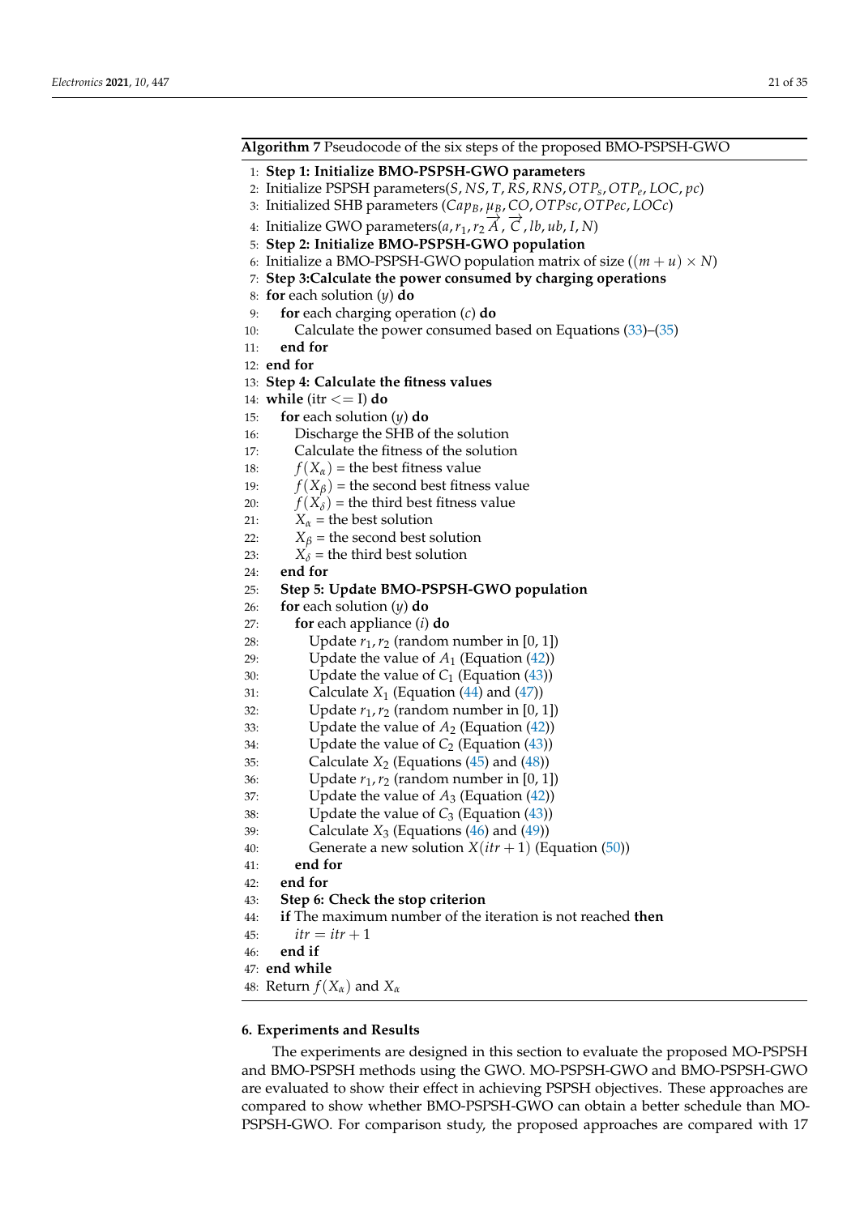**Algorithm 7** Pseudocode of the six steps of the proposed BMO-PSPSH-GWO

```
1:  Step 1: Initialize BMO-PSPSH-GWO parameters
2:  Initialize PSPSH parameters(S, NS, T, RS, RNS, OTP_s, OTP_e, LOC, pc)
3:  Initialized SHB parameters (Cap_B, μ_B, CO, OTPsc, OTPec, LOCc)
4:  Initialize GWO parameters(a, r_1, r_2 →A, →C, lb, ub, I, N)
5:  Step 2: Initialize BMO-PSPSH-GWO population
6:  Initialize a BMO-PSPSH-GWO population matrix of size ((m + u) × N)
7:  Step 3:Calculate the power consumed by charging operations
8:  for each solution (y) do
9:      for each charging operation (c) do
10:         Calculate the power consumed based on Equations (33)–(35)
11:     end for
12: end for
13: Step 4: Calculate the fitness values
14: while (itr <= I) do
15:     for each solution (y) do
16:         Discharge the SHB of the solution
17:         Calculate the fitness of the solution
18:         f(X_α) = the best fitness value
19:         f(X_β) = the second best fitness value
20:         f(X_δ) = the third best fitness value
21:         X_α = the best solution
22:         X_β = the second best solution
23:         X_δ = the third best solution
24:     end for
25:     Step 5: Update BMO-PSPSH-GWO population
26:     for each solution (y) do
27:         for each appliance (i) do
28:             Update r_1, r_2 (random number in [0, 1])
29:             Update the value of A_1 (Equation (42))
30:             Update the value of C_1 (Equation (43))
31:             Calculate X_1 (Equation (44) and (47))
32:             Update r_1, r_2 (random number in [0, 1])
33:             Update the value of A_2 (Equation (42))
34:             Update the value of C_2 (Equation (43))
35:             Calculate X_2 (Equations (45) and (48))
36:             Update r_1, r_2 (random number in [0, 1])
37:             Update the value of A_3 (Equation (42))
38:             Update the value of C_3 (Equation (43))
39:             Calculate X_3 (Equations (46) and (49))
40:             Generate a new solution X(itr + 1) (Equation (50))
41:         end for
42:     end for
43:     Step 6: Check the stop criterion
44:     if The maximum number of the iteration is not reached then
45:         itr = itr + 1
46:     end if
47: end while
48: Return f(X_α) and X_α
```

## 6. Experiments and Results

The experiments are designed in this section to evaluate the proposed MO-PSPSH and BMO-PSPSH methods using the GWO. MO-PSPSH-GWO and BMO-PSPSH-GWO are evaluated to show their effect in achieving PSPSH objectives. These approaches are compared to show whether BMO-PSPSH-GWO can obtain a better schedule than MO-PSPSH-GWO. For comparison study, the proposed approaches are compared with 17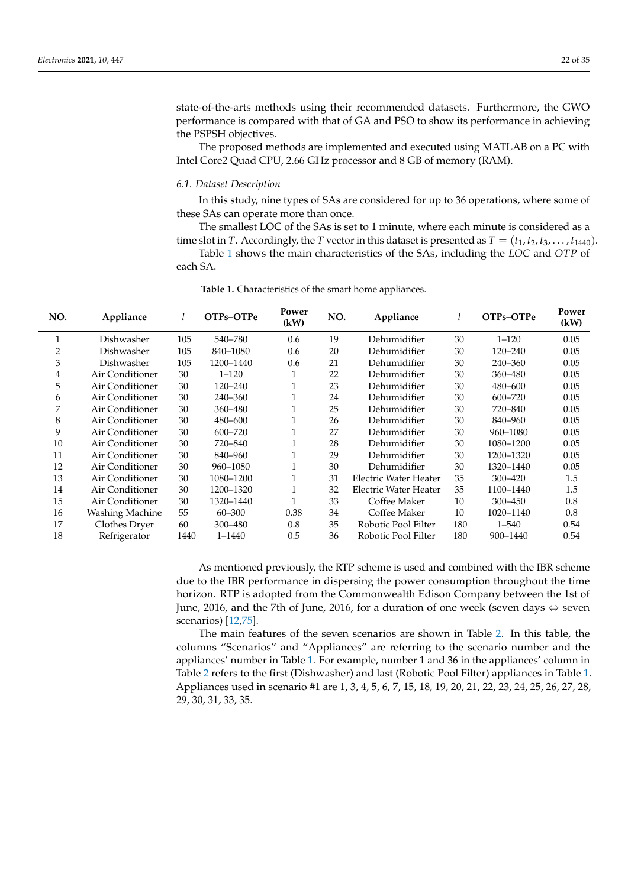state-of-the-arts methods using their recommended datasets. Furthermore, the GWO performance is compared with that of GA and PSO to show its performance in achieving the PSPSH objectives.

The proposed methods are implemented and executed using MATLAB on a PC with Intel Core2 Quad CPU, 2.66 GHz processor and 8 GB of memory (RAM).

### 6.1. Dataset Description

In this study, nine types of SAs are considered for up to 36 operations, where some of these SAs can operate more than once.

The smallest LOC of the SAs is set to 1 minute, where each minute is considered as a time slot in $T$. Accordingly, the $T$ vector in this dataset is presented as $T = (t_1, t_2, t_3, \ldots, t_{1440})$.

Table 1 shows the main characteristics of the SAs, including the *LOC* and *OTP* of each SA.

**Table 1.** Characteristics of the smart home appliances.

| NO. | Appliance | $l$ | OTPs–OTPe | Power (kW) | NO. | Appliance | $l$ | OTPs–OTPe | Power (kW) |
|---|---|---|---|---|---|---|---|---|---|
| 1 | Dishwasher | 105 | 540–780 | 0.6 | 19 | Dehumidifier | 30 | 1–120 | 0.05 |
| 2 | Dishwasher | 105 | 840–1080 | 0.6 | 20 | Dehumidifier | 30 | 120–240 | 0.05 |
| 3 | Dishwasher | 105 | 1200–1440 | 0.6 | 21 | Dehumidifier | 30 | 240–360 | 0.05 |
| 4 | Air Conditioner | 30 | 1–120 | 1 | 22 | Dehumidifier | 30 | 360–480 | 0.05 |
| 5 | Air Conditioner | 30 | 120–240 | 1 | 23 | Dehumidifier | 30 | 480–600 | 0.05 |
| 6 | Air Conditioner | 30 | 240–360 | 1 | 24 | Dehumidifier | 30 | 600–720 | 0.05 |
| 7 | Air Conditioner | 30 | 360–480 | 1 | 25 | Dehumidifier | 30 | 720–840 | 0.05 |
| 8 | Air Conditioner | 30 | 480–600 | 1 | 26 | Dehumidifier | 30 | 840–960 | 0.05 |
| 9 | Air Conditioner | 30 | 600–720 | 1 | 27 | Dehumidifier | 30 | 960–1080 | 0.05 |
| 10 | Air Conditioner | 30 | 720–840 | 1 | 28 | Dehumidifier | 30 | 1080–1200 | 0.05 |
| 11 | Air Conditioner | 30 | 840–960 | 1 | 29 | Dehumidifier | 30 | 1200–1320 | 0.05 |
| 12 | Air Conditioner | 30 | 960–1080 | 1 | 30 | Dehumidifier | 30 | 1320–1440 | 0.05 |
| 13 | Air Conditioner | 30 | 1080–1200 | 1 | 31 | Electric Water Heater | 35 | 300–420 | 1.5 |
| 14 | Air Conditioner | 30 | 1200–1320 | 1 | 32 | Electric Water Heater | 35 | 1100–1440 | 1.5 |
| 15 | Air Conditioner | 30 | 1320–1440 | 1 | 33 | Coffee Maker | 10 | 300–450 | 0.8 |
| 16 | Washing Machine | 55 | 60–300 | 0.38 | 34 | Coffee Maker | 10 | 1020–1140 | 0.8 |
| 17 | Clothes Dryer | 60 | 300–480 | 0.8 | 35 | Robotic Pool Filter | 180 | 1–540 | 0.54 |
| 18 | Refrigerator | 1440 | 1–1440 | 0.5 | 36 | Robotic Pool Filter | 180 | 900–1440 | 0.54 |

As mentioned previously, the RTP scheme is used and combined with the IBR scheme due to the IBR performance in dispersing the power consumption throughout the time horizon. RTP is adopted from the Commonwealth Edison Company between the 1st of June, 2016, and the 7th of June, 2016, for a duration of one week (seven days $\Leftrightarrow$ seven scenarios) [12,75].

The main features of the seven scenarios are shown in Table 2. In this table, the columns "Scenarios" and "Appliances" are referring to the scenario number and the appliances' number in Table 1. For example, number 1 and 36 in the appliances' column in Table 2 refers to the first (Dishwasher) and last (Robotic Pool Filter) appliances in Table 1. Appliances used in scenario #1 are 1, 3, 4, 5, 6, 7, 15, 18, 19, 20, 21, 22, 23, 24, 25, 26, 27, 28, 29, 30, 31, 33, 35.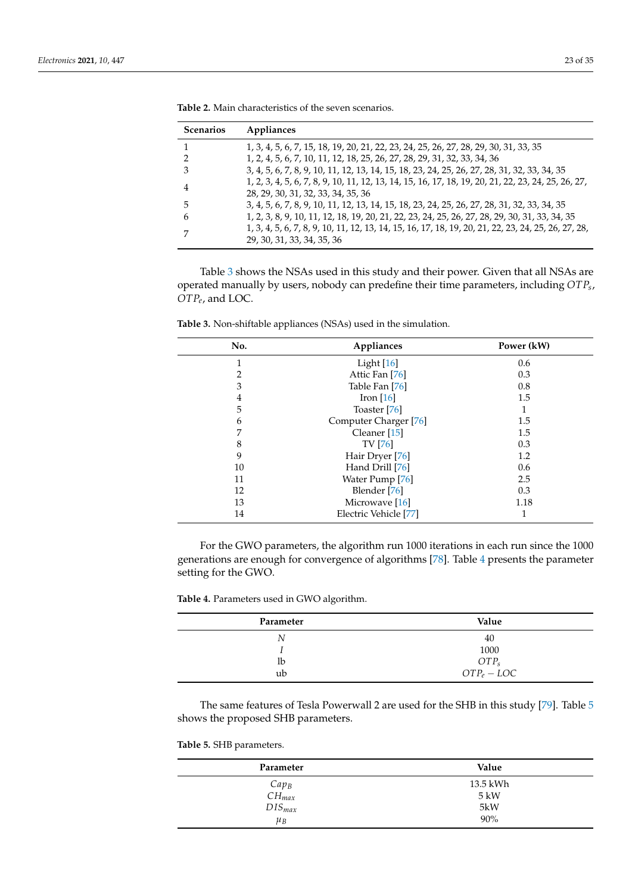**Table 2.** Main characteristics of the seven scenarios.

| Scenarios | Appliances |
|---|---|
| 1 | 1, 3, 4, 5, 6, 7, 15, 18, 19, 20, 21, 22, 23, 24, 25, 26, 27, 28, 29, 30, 31, 33, 35 |
| 2 | 1, 2, 4, 5, 6, 7, 10, 11, 12, 18, 25, 26, 27, 28, 29, 31, 32, 33, 34, 36 |
| 3 | 3, 4, 5, 6, 7, 8, 9, 10, 11, 12, 13, 14, 15, 18, 23, 24, 25, 26, 27, 28, 31, 32, 33, 34, 35 |
| 4 | 1, 2, 3, 4, 5, 6, 7, 8, 9, 10, 11, 12, 13, 14, 15, 16, 17, 18, 19, 20, 21, 22, 23, 24, 25, 26, 27, 28, 29, 30, 31, 32, 33, 34, 35, 36 |
| 5 | 3, 4, 5, 6, 7, 8, 9, 10, 11, 12, 13, 14, 15, 18, 23, 24, 25, 26, 27, 28, 31, 32, 33, 34, 35 |
| 6 | 1, 2, 3, 8, 9, 10, 11, 12, 18, 19, 20, 21, 22, 23, 24, 25, 26, 27, 28, 29, 30, 31, 33, 34, 35 |
| 7 | 1, 3, 4, 5, 6, 7, 8, 9, 10, 11, 12, 13, 14, 15, 16, 17, 18, 19, 20, 21, 22, 23, 24, 25, 26, 27, 28, 29, 30, 31, 33, 34, 35, 36 |

Table 3 shows the NSAs used in this study and their power. Given that all NSAs are operated manually by users, nobody can predefine their time parameters, including $OTP_s$, $OTP_e$, and LOC.

**Table 3.** Non-shiftable appliances (NSAs) used in the simulation.

| No. | Appliances | Power (kW) |
|---|---|---|
| 1 | Light [16] | 0.6 |
| 2 | Attic Fan [76] | 0.3 |
| 3 | Table Fan [76] | 0.8 |
| 4 | Iron [16] | 1.5 |
| 5 | Toaster [76] | 1 |
| 6 | Computer Charger [76] | 1.5 |
| 7 | Cleaner [15] | 1.5 |
| 8 | TV [76] | 0.3 |
| 9 | Hair Dryer [76] | 1.2 |
| 10 | Hand Drill [76] | 0.6 |
| 11 | Water Pump [76] | 2.5 |
| 12 | Blender [76] | 0.3 |
| 13 | Microwave [16] | 1.18 |
| 14 | Electric Vehicle [77] | 1 |

For the GWO parameters, the algorithm run 1000 iterations in each run since the 1000 generations are enough for convergence of algorithms [78]. Table 4 presents the parameter setting for the GWO.

**Table 4.** Parameters used in GWO algorithm.

| Parameter | Value |
|---|---|
| $N$ | 40 |
| $I$ | 1000 |
| lb | $OTP_s$ |
| ub | $OTP_e - LOC$ |

The same features of Tesla Powerwall 2 are used for the SHB in this study [79]. Table 5 shows the proposed SHB parameters.

**Table 5.** SHB parameters.

| Parameter | Value |
|---|---|
| $Cap_B$ | 13.5 kWh |
| $CH_{max}$ | 5 kW |
| $DIS_{max}$ | 5kW |
| $\mu_B$ | 90% |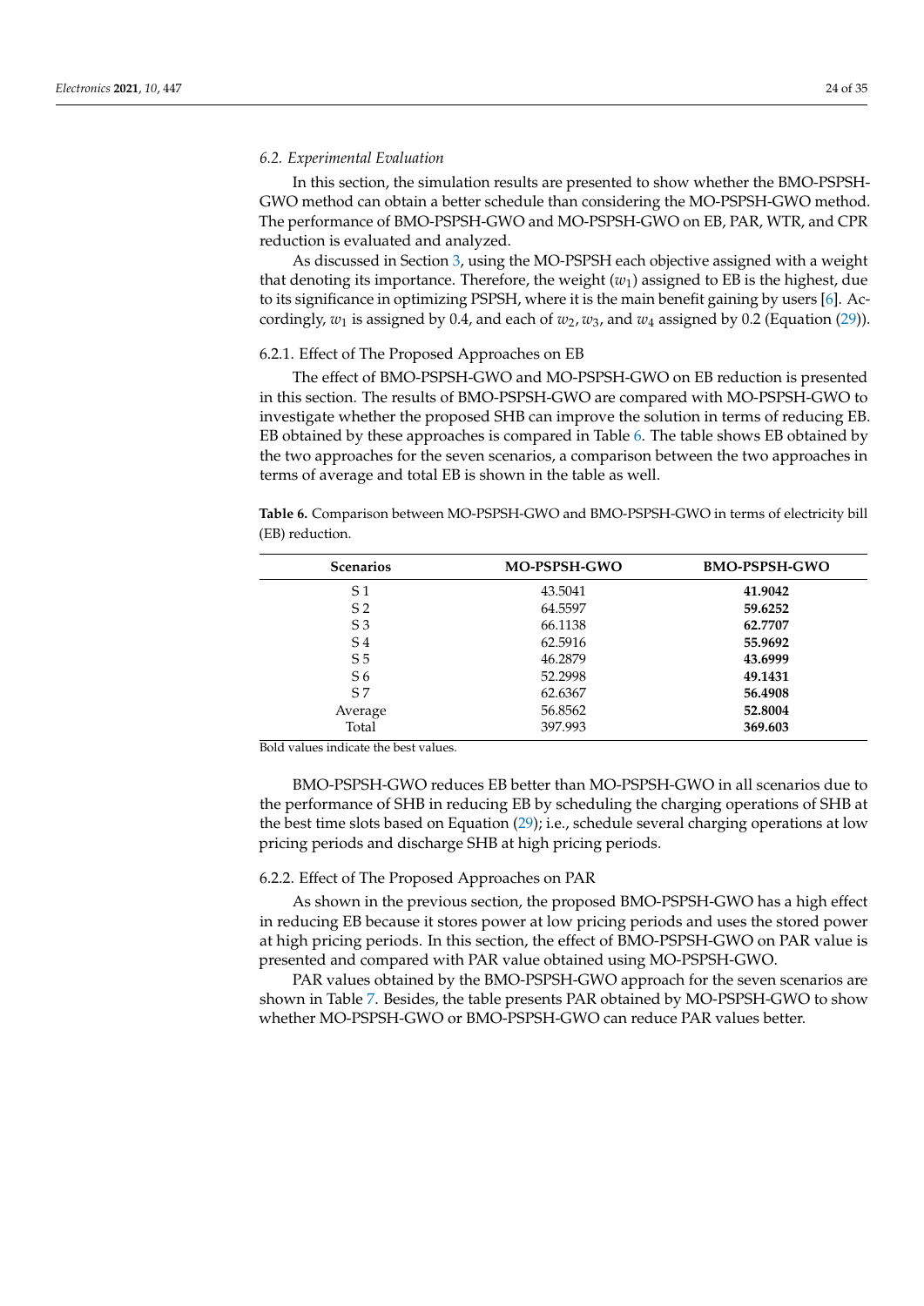### 6.2. Experimental Evaluation

In this section, the simulation results are presented to show whether the BMO-PSPSH-GWO method can obtain a better schedule than considering the MO-PSPSH-GWO method. The performance of BMO-PSPSH-GWO and MO-PSPSH-GWO on EB, PAR, WTR, and CPR reduction is evaluated and analyzed.

As discussed in Section 3, using the MO-PSPSH each objective assigned with a weight that denoting its importance. Therefore, the weight ($w_1$) assigned to EB is the highest, due to its significance in optimizing PSPSH, where it is the main benefit gaining by users [6]. Accordingly, $w_1$ is assigned by 0.4, and each of $w_2, w_3$, and $w_4$ assigned by 0.2 (Equation (29)).

#### 6.2.1. Effect of The Proposed Approaches on EB

The effect of BMO-PSPSH-GWO and MO-PSPSH-GWO on EB reduction is presented in this section. The results of BMO-PSPSH-GWO are compared with MO-PSPSH-GWO to investigate whether the proposed SHB can improve the solution in terms of reducing EB. EB obtained by these approaches is compared in Table 6. The table shows EB obtained by the two approaches for the seven scenarios, a comparison between the two approaches in terms of average and total EB is shown in the table as well.

**Table 6.** Comparison between MO-PSPSH-GWO and BMO-PSPSH-GWO in terms of electricity bill (EB) reduction.

| Scenarios | MO-PSPSH-GWO | BMO-PSPSH-GWO |
|---|---|---|
| S 1 | 43.5041 | **41.9042** |
| S 2 | 64.5597 | **59.6252** |
| S 3 | 66.1138 | **62.7707** |
| S 4 | 62.5916 | **55.9692** |
| S 5 | 46.2879 | **43.6999** |
| S 6 | 52.2998 | **49.1431** |
| S 7 | 62.6367 | **56.4908** |
| Average | 56.8562 | **52.8004** |
| Total | 397.993 | **369.603** |

Bold values indicate the best values.

BMO-PSPSH-GWO reduces EB better than MO-PSPSH-GWO in all scenarios due to the performance of SHB in reducing EB by scheduling the charging operations of SHB at the best time slots based on Equation (29); i.e., schedule several charging operations at low pricing periods and discharge SHB at high pricing periods.

#### 6.2.2. Effect of The Proposed Approaches on PAR

As shown in the previous section, the proposed BMO-PSPSH-GWO has a high effect in reducing EB because it stores power at low pricing periods and uses the stored power at high pricing periods. In this section, the effect of BMO-PSPSH-GWO on PAR value is presented and compared with PAR value obtained using MO-PSPSH-GWO.

PAR values obtained by the BMO-PSPSH-GWO approach for the seven scenarios are shown in Table 7. Besides, the table presents PAR obtained by MO-PSPSH-GWO to show whether MO-PSPSH-GWO or BMO-PSPSH-GWO can reduce PAR values better.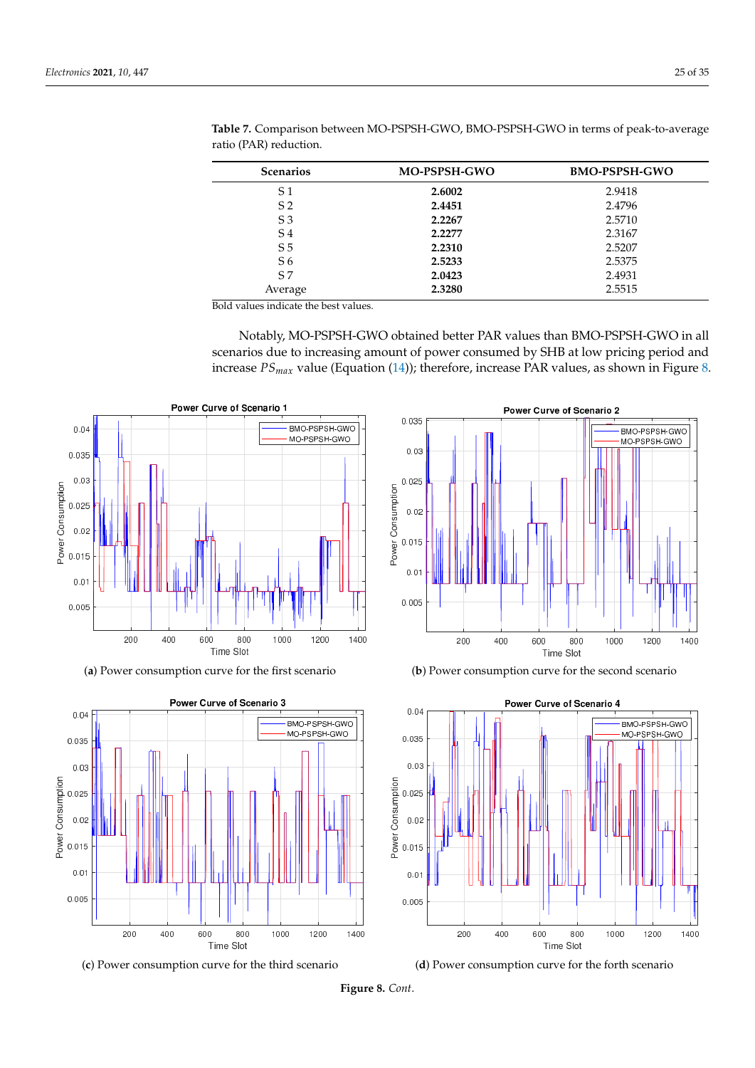**Table 7.** Comparison between MO-PSPSH-GWO, BMO-PSPSH-GWO in terms of peak-to-average ratio (PAR) reduction.

| Scenarios | MO-PSPSH-GWO | BMO-PSPSH-GWO |
|---|---|---|
| S 1 | **2.6002** | 2.9418 |
| S 2 | **2.4451** | 2.4796 |
| S 3 | **2.2267** | 2.5710 |
| S 4 | **2.2277** | 2.3167 |
| S 5 | **2.2310** | 2.5207 |
| S 6 | **2.5233** | 2.5375 |
| S 7 | **2.0423** | 2.4931 |
| Average | **2.3280** | 2.5515 |

Bold values indicate the best values.

Notably, MO-PSPSH-GWO obtained better PAR values than BMO-PSPSH-GWO in all scenarios due to increasing amount of power consumed by SHB at low pricing period and increase $PS_{max}$ value (Equation (14)); therefore, increase PAR values, as shown in Figure 8.

(**a**) Power consumption curve for the first scenario

(**b**) Power consumption curve for the second scenario

(**c**) Power consumption curve for the third scenario

(**d**) Power consumption curve for the forth scenario

**Figure 8.** *Cont.*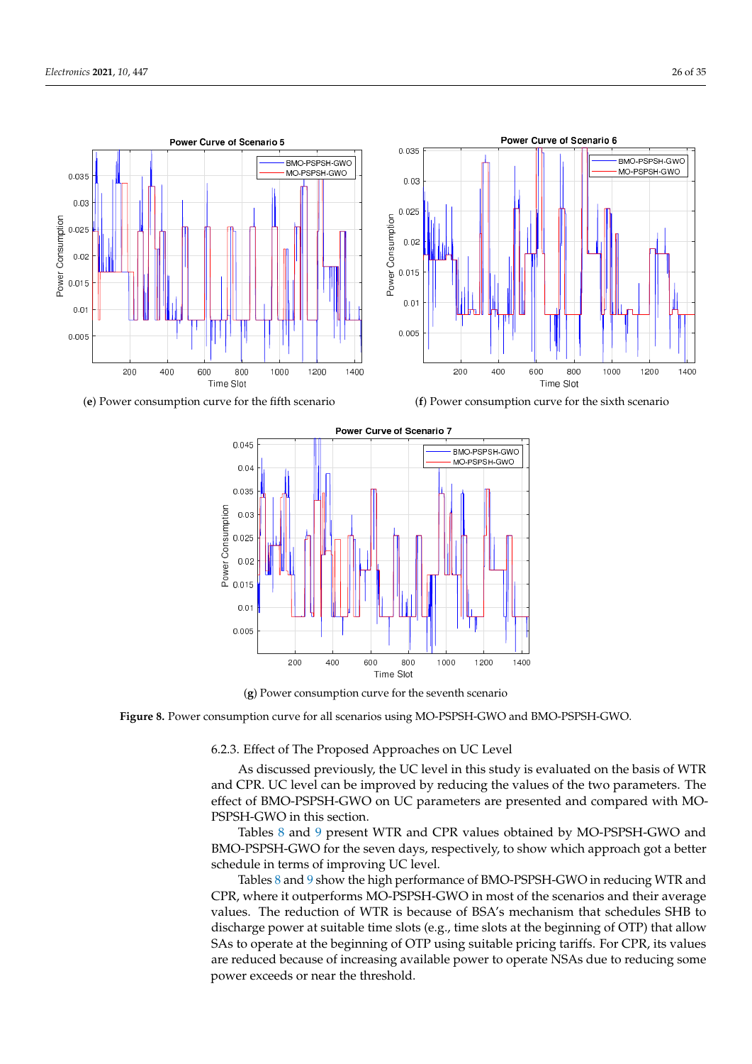(**e**) Power consumption curve for the fifth scenario

(**f**) Power consumption curve for the sixth scenario

(**g**) Power consumption curve for the seventh scenario

**Figure 8.** Power consumption curve for all scenarios using MO-PSPSH-GWO and BMO-PSPSH-GWO.

#### 6.2.3. Effect of The Proposed Approaches on UC Level

As discussed previously, the UC level in this study is evaluated on the basis of WTR and CPR. UC level can be improved by reducing the values of the two parameters. The effect of BMO-PSPSH-GWO on UC parameters are presented and compared with MO-PSPSH-GWO in this section.

Tables 8 and 9 present WTR and CPR values obtained by MO-PSPSH-GWO and BMO-PSPSH-GWO for the seven days, respectively, to show which approach got a better schedule in terms of improving UC level.

Tables 8 and 9 show the high performance of BMO-PSPSH-GWO in reducing WTR and CPR, where it outperforms MO-PSPSH-GWO in most of the scenarios and their average values. The reduction of WTR is because of BSA's mechanism that schedules SHB to discharge power at suitable time slots (e.g., time slots at the beginning of OTP) that allow SAs to operate at the beginning of OTP using suitable pricing tariffs. For CPR, its values are reduced because of increasing available power to operate NSAs due to reducing some power exceeds or near the threshold.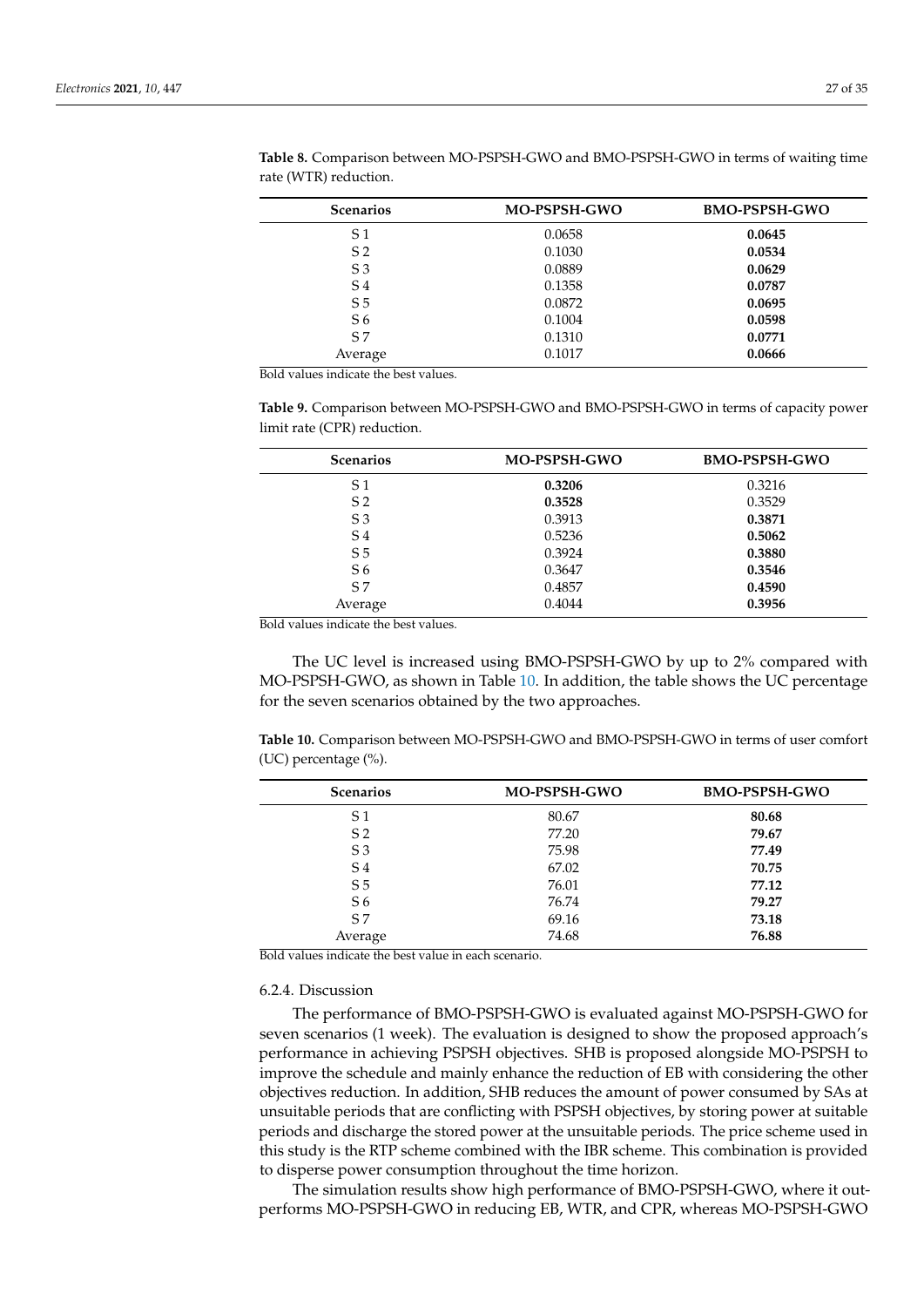**Table 8.** Comparison between MO-PSPSH-GWO and BMO-PSPSH-GWO in terms of waiting time rate (WTR) reduction.

| Scenarios | MO-PSPSH-GWO | BMO-PSPSH-GWO |
|---|---|---|
| S 1 | 0.0658 | **0.0645** |
| S 2 | 0.1030 | **0.0534** |
| S 3 | 0.0889 | **0.0629** |
| S 4 | 0.1358 | **0.0787** |
| S 5 | 0.0872 | **0.0695** |
| S 6 | 0.1004 | **0.0598** |
| S 7 | 0.1310 | **0.0771** |
| Average | 0.1017 | **0.0666** |

Bold values indicate the best values.

**Table 9.** Comparison between MO-PSPSH-GWO and BMO-PSPSH-GWO in terms of capacity power limit rate (CPR) reduction.

| Scenarios | MO-PSPSH-GWO | BMO-PSPSH-GWO |
|---|---|---|
| S 1 | **0.3206** | 0.3216 |
| S 2 | **0.3528** | 0.3529 |
| S 3 | 0.3913 | **0.3871** |
| S 4 | 0.5236 | **0.5062** |
| S 5 | 0.3924 | **0.3880** |
| S 6 | 0.3647 | **0.3546** |
| S 7 | 0.4857 | **0.4590** |
| Average | 0.4044 | **0.3956** |

Bold values indicate the best values.

The UC level is increased using BMO-PSPSH-GWO by up to 2% compared with MO-PSPSH-GWO, as shown in Table 10. In addition, the table shows the UC percentage for the seven scenarios obtained by the two approaches.

**Table 10.** Comparison between MO-PSPSH-GWO and BMO-PSPSH-GWO in terms of user comfort (UC) percentage (%).

| Scenarios | MO-PSPSH-GWO | BMO-PSPSH-GWO |
|---|---|---|
| S 1 | 80.67 | **80.68** |
| S 2 | 77.20 | **79.67** |
| S 3 | 75.98 | **77.49** |
| S 4 | 67.02 | **70.75** |
| S 5 | 76.01 | **77.12** |
| S 6 | 76.74 | **79.27** |
| S 7 | 69.16 | **73.18** |
| Average | 74.68 | **76.88** |

Bold values indicate the best value in each scenario.

#### 6.2.4. Discussion

The performance of BMO-PSPSH-GWO is evaluated against MO-PSPSH-GWO for seven scenarios (1 week). The evaluation is designed to show the proposed approach's performance in achieving PSPSH objectives. SHB is proposed alongside MO-PSPSH to improve the schedule and mainly enhance the reduction of EB with considering the other objectives reduction. In addition, SHB reduces the amount of power consumed by SAs at unsuitable periods that are conflicting with PSPSH objectives, by storing power at suitable periods and discharge the stored power at the unsuitable periods. The price scheme used in this study is the RTP scheme combined with the IBR scheme. This combination is provided to disperse power consumption throughout the time horizon.

The simulation results show high performance of BMO-PSPSH-GWO, where it outperforms MO-PSPSH-GWO in reducing EB, WTR, and CPR, whereas MO-PSPSH-GWO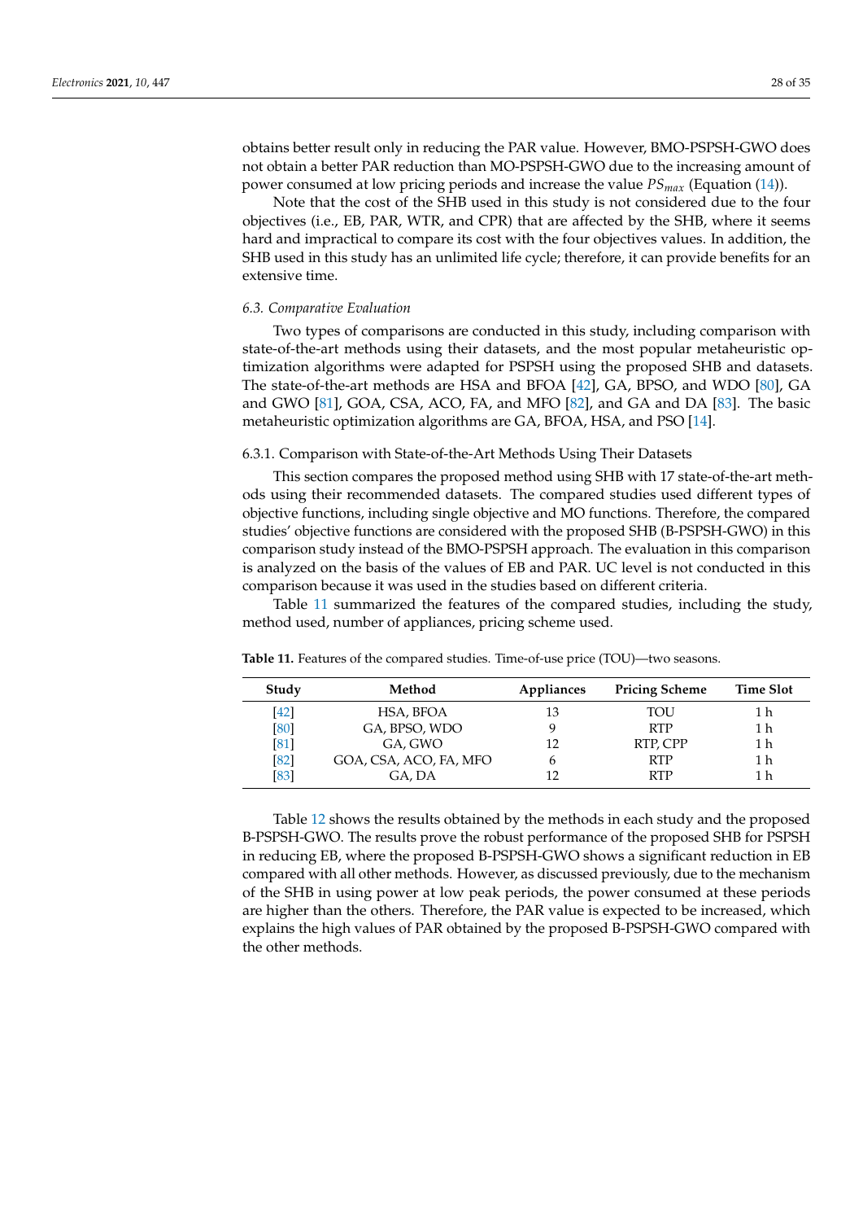obtains better result only in reducing the PAR value. However, BMO-PSPSH-GWO does not obtain a better PAR reduction than MO-PSPSH-GWO due to the increasing amount of power consumed at low pricing periods and increase the value $PS_{max}$ (Equation (14)).

Note that the cost of the SHB used in this study is not considered due to the four objectives (i.e., EB, PAR, WTR, and CPR) that are affected by the SHB, where it seems hard and impractical to compare its cost with the four objectives values. In addition, the SHB used in this study has an unlimited life cycle; therefore, it can provide benefits for an extensive time.

### *6.3. Comparative Evaluation*

Two types of comparisons are conducted in this study, including comparison with state-of-the-art methods using their datasets, and the most popular metaheuristic optimization algorithms were adapted for PSPSH using the proposed SHB and datasets. The state-of-the-art methods are HSA and BFOA [42], GA, BPSO, and WDO [80], GA and GWO [81], GOA, CSA, ACO, FA, and MFO [82], and GA and DA [83]. The basic metaheuristic optimization algorithms are GA, BFOA, HSA, and PSO [14].

#### 6.3.1. Comparison with State-of-the-Art Methods Using Their Datasets

This section compares the proposed method using SHB with 17 state-of-the-art methods using their recommended datasets. The compared studies used different types of objective functions, including single objective and MO functions. Therefore, the compared studies' objective functions are considered with the proposed SHB (B-PSPSH-GWO) in this comparison study instead of the BMO-PSPSH approach. The evaluation in this comparison is analyzed on the basis of the values of EB and PAR. UC level is not conducted in this comparison because it was used in the studies based on different criteria.

Table 11 summarized the features of the compared studies, including the study, method used, number of appliances, pricing scheme used.

**Table 11.** Features of the compared studies. Time-of-use price (TOU)—two seasons.

| Study | Method | Appliances | Pricing Scheme | Time Slot |
|---|---|---|---|---|
| [42] | HSA, BFOA | 13 | TOU | 1 h |
| [80] | GA, BPSO, WDO | 9 | RTP | 1 h |
| [81] | GA, GWO | 12 | RTP, CPP | 1 h |
| [82] | GOA, CSA, ACO, FA, MFO | 6 | RTP | 1 h |
| [83] | GA, DA | 12 | RTP | 1 h |

Table 12 shows the results obtained by the methods in each study and the proposed B-PSPSH-GWO. The results prove the robust performance of the proposed SHB for PSPSH in reducing EB, where the proposed B-PSPSH-GWO shows a significant reduction in EB compared with all other methods. However, as discussed previously, due to the mechanism of the SHB in using power at low peak periods, the power consumed at these periods are higher than the others. Therefore, the PAR value is expected to be increased, which explains the high values of PAR obtained by the proposed B-PSPSH-GWO compared with the other methods.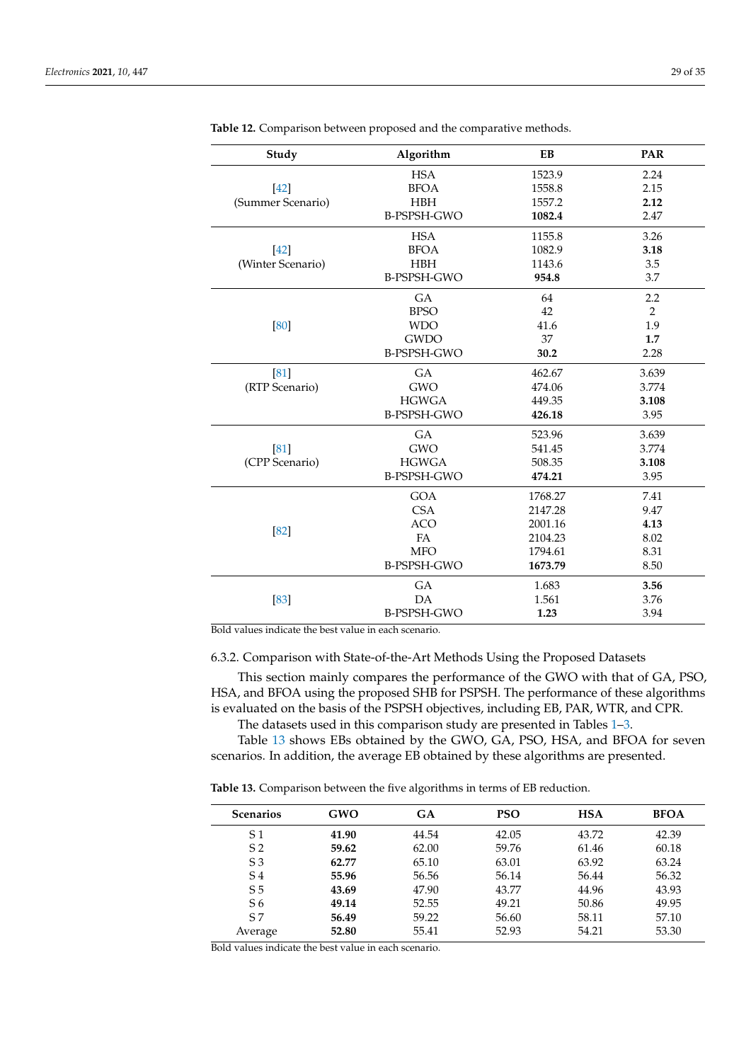**Table 12.** Comparison between proposed and the comparative methods.

| Study | Algorithm | EB | PAR |
|---|---|---|---|
| [42] (Summer Scenario) | HSA | 1523.9 | 2.24 |
| | BFOA | 1558.8 | 2.15 |
| | HBH | 1557.2 | **2.12** |
| | B-PSPSH-GWO | **1082.4** | 2.47 |
| [42] (Winter Scenario) | HSA | 1155.8 | 3.26 |
| | BFOA | 1082.9 | **3.18** |
| | HBH | 1143.6 | 3.5 |
| | B-PSPSH-GWO | **954.8** | 3.7 |
| [80] | GA | 64 | 2.2 |
| | BPSO | 42 | 2 |
| | WDO | 41.6 | 1.9 |
| | GWDO | 37 | **1.7** |
| | B-PSPSH-GWO | **30.2** | 2.28 |
| [81] (RTP Scenario) | GA | 462.67 | 3.639 |
| | GWO | 474.06 | 3.774 |
| | HGWGA | 449.35 | **3.108** |
| | B-PSPSH-GWO | **426.18** | 3.95 |
| [81] (CPP Scenario) | GA | 523.96 | 3.639 |
| | GWO | 541.45 | 3.774 |
| | HGWGA | 508.35 | **3.108** |
| | B-PSPSH-GWO | **474.21** | 3.95 |
| [82] | GOA | 1768.27 | 7.41 |
| | CSA | 2147.28 | 9.47 |
| | ACO | 2001.16 | **4.13** |
| | FA | 2104.23 | 8.02 |
| | MFO | 1794.61 | 8.31 |
| | B-PSPSH-GWO | **1673.79** | 8.50 |
| [83] | GA | 1.683 | **3.56** |
| | DA | 1.561 | 3.76 |
| | B-PSPSH-GWO | **1.23** | 3.94 |

Bold values indicate the best value in each scenario.

#### 6.3.2. Comparison with State-of-the-Art Methods Using the Proposed Datasets

This section mainly compares the performance of the GWO with that of GA, PSO, HSA, and BFOA using the proposed SHB for PSPSH. The performance of these algorithms is evaluated on the basis of the PSPSH objectives, including EB, PAR, WTR, and CPR.

The datasets used in this comparison study are presented in Tables 1–3.

Table 13 shows EBs obtained by the GWO, GA, PSO, HSA, and BFOA for seven scenarios. In addition, the average EB obtained by these algorithms are presented.

**Table 13.** Comparison between the five algorithms in terms of EB reduction.

| Scenarios | GWO | GA | PSO | HSA | BFOA |
|---|---|---|---|---|---|
| S 1 | **41.90** | 44.54 | 42.05 | 43.72 | 42.39 |
| S 2 | **59.62** | 62.00 | 59.76 | 61.46 | 60.18 |
| S 3 | **62.77** | 65.10 | 63.01 | 63.92 | 63.24 |
| S 4 | **55.96** | 56.56 | 56.14 | 56.44 | 56.32 |
| S 5 | **43.69** | 47.90 | 43.77 | 44.96 | 43.93 |
| S 6 | **49.14** | 52.55 | 49.21 | 50.86 | 49.95 |
| S 7 | **56.49** | 59.22 | 56.60 | 58.11 | 57.10 |
| Average | **52.80** | 55.41 | 52.93 | 54.21 | 53.30 |

Bold values indicate the best value in each scenario.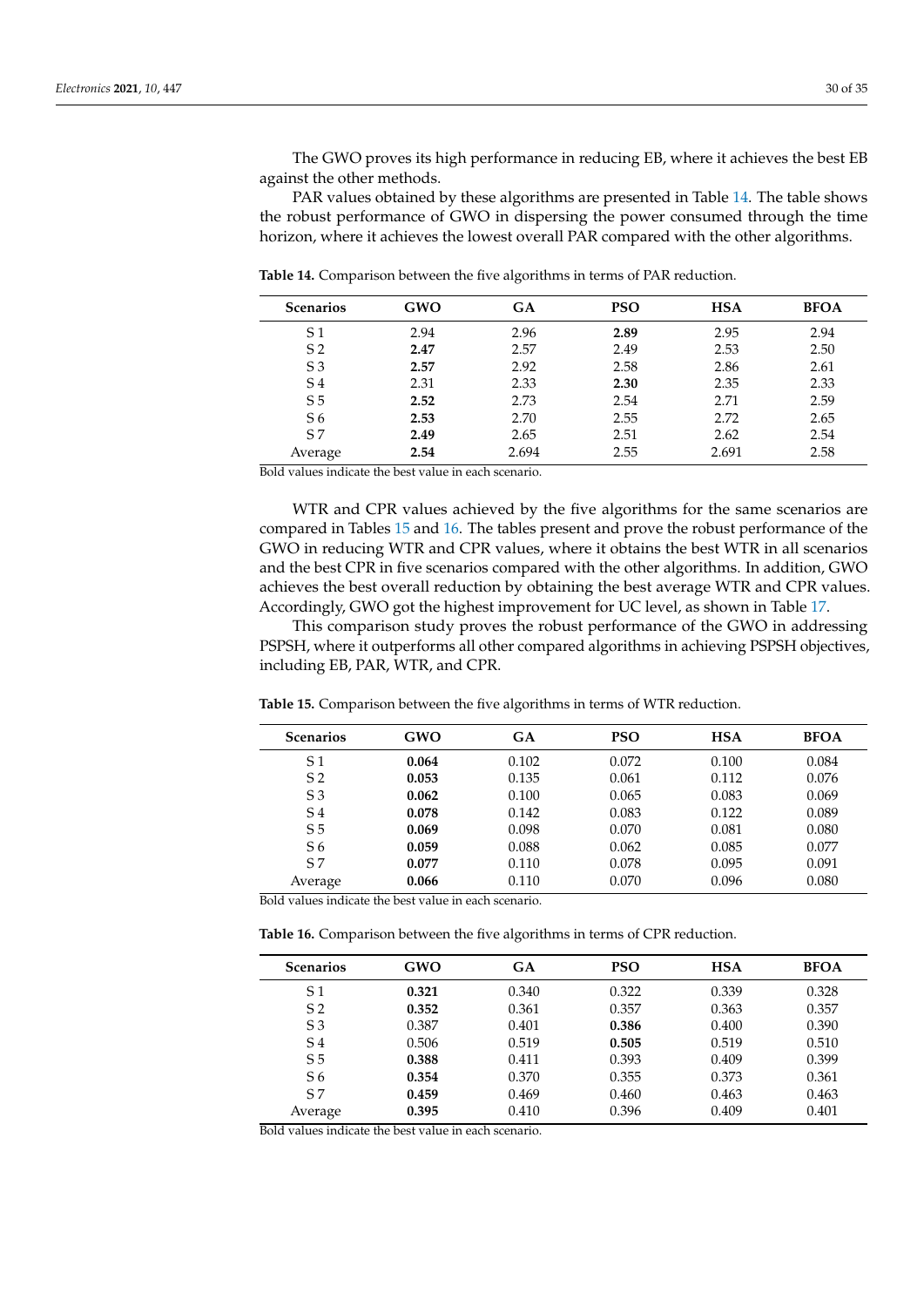The GWO proves its high performance in reducing EB, where it achieves the best EB against the other methods.

PAR values obtained by these algorithms are presented in Table 14. The table shows the robust performance of GWO in dispersing the power consumed through the time horizon, where it achieves the lowest overall PAR compared with the other algorithms.

**Table 14.** Comparison between the five algorithms in terms of PAR reduction.

| Scenarios | GWO | GA | PSO | HSA | BFOA |
|---|---|---|---|---|---|
| S 1 | 2.94 | 2.96 | **2.89** | 2.95 | 2.94 |
| S 2 | **2.47** | 2.57 | 2.49 | 2.53 | 2.50 |
| S 3 | **2.57** | 2.92 | 2.58 | 2.86 | 2.61 |
| S 4 | 2.31 | 2.33 | **2.30** | 2.35 | 2.33 |
| S 5 | **2.52** | 2.73 | 2.54 | 2.71 | 2.59 |
| S 6 | **2.53** | 2.70 | 2.55 | 2.72 | 2.65 |
| S 7 | **2.49** | 2.65 | 2.51 | 2.62 | 2.54 |
| Average | **2.54** | 2.694 | 2.55 | 2.691 | 2.58 |

Bold values indicate the best value in each scenario.

WTR and CPR values achieved by the five algorithms for the same scenarios are compared in Tables 15 and 16. The tables present and prove the robust performance of the GWO in reducing WTR and CPR values, where it obtains the best WTR in all scenarios and the best CPR in five scenarios compared with the other algorithms. In addition, GWO achieves the best overall reduction by obtaining the best average WTR and CPR values. Accordingly, GWO got the highest improvement for UC level, as shown in Table 17.

This comparison study proves the robust performance of the GWO in addressing PSPSH, where it outperforms all other compared algorithms in achieving PSPSH objectives, including EB, PAR, WTR, and CPR.

**Table 15.** Comparison between the five algorithms in terms of WTR reduction.

| Scenarios | GWO | GA | PSO | HSA | BFOA |
|---|---|---|---|---|---|
| S 1 | **0.064** | 0.102 | 0.072 | 0.100 | 0.084 |
| S 2 | **0.053** | 0.135 | 0.061 | 0.112 | 0.076 |
| S 3 | **0.062** | 0.100 | 0.065 | 0.083 | 0.069 |
| S 4 | **0.078** | 0.142 | 0.083 | 0.122 | 0.089 |
| S 5 | **0.069** | 0.098 | 0.070 | 0.081 | 0.080 |
| S 6 | **0.059** | 0.088 | 0.062 | 0.085 | 0.077 |
| S 7 | **0.077** | 0.110 | 0.078 | 0.095 | 0.091 |
| Average | **0.066** | 0.110 | 0.070 | 0.096 | 0.080 |

Bold values indicate the best value in each scenario.

**Table 16.** Comparison between the five algorithms in terms of CPR reduction.

| Scenarios | GWO | GA | PSO | HSA | BFOA |
|---|---|---|---|---|---|
| S 1 | **0.321** | 0.340 | 0.322 | 0.339 | 0.328 |
| S 2 | **0.352** | 0.361 | 0.357 | 0.363 | 0.357 |
| S 3 | 0.387 | 0.401 | **0.386** | 0.400 | 0.390 |
| S 4 | 0.506 | 0.519 | **0.505** | 0.519 | 0.510 |
| S 5 | **0.388** | 0.411 | 0.393 | 0.409 | 0.399 |
| S 6 | **0.354** | 0.370 | 0.355 | 0.373 | 0.361 |
| S 7 | **0.459** | 0.469 | 0.460 | 0.463 | 0.463 |
| Average | **0.395** | 0.410 | 0.396 | 0.409 | 0.401 |

Bold values indicate the best value in each scenario.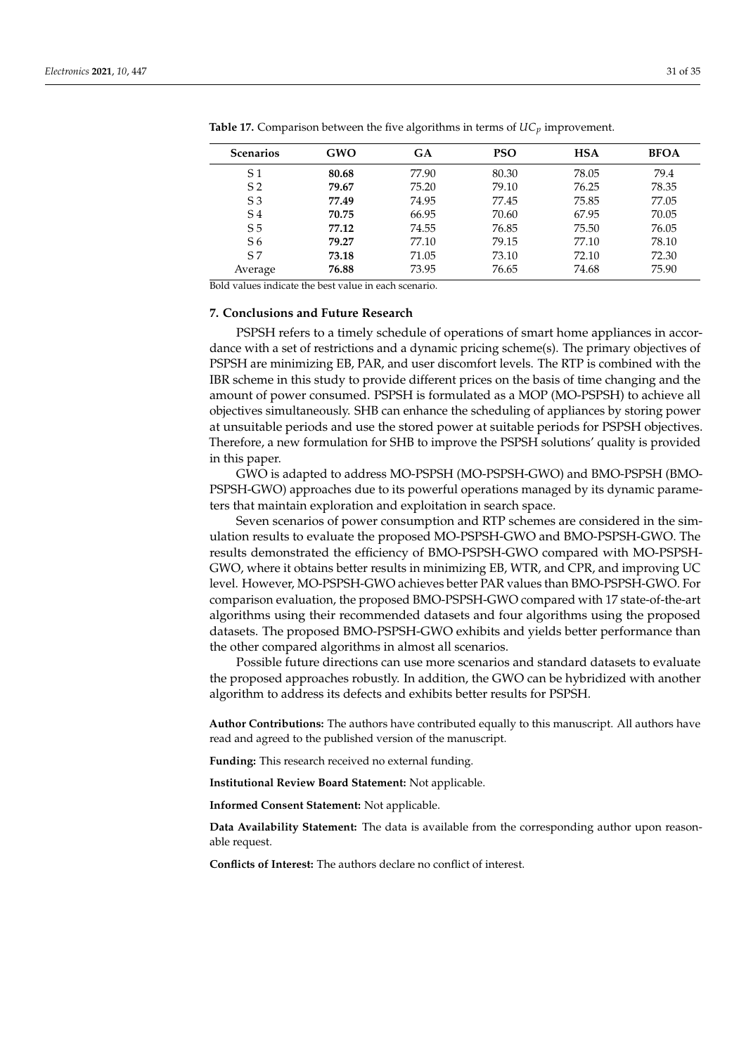**Table 17.** Comparison between the five algorithms in terms of $UC_p$ improvement.

| Scenarios | GWO | GA | PSO | HSA | BFOA |
|---|---|---|---|---|---|
| S 1 | **80.68** | 77.90 | 80.30 | 78.05 | 79.4 |
| S 2 | **79.67** | 75.20 | 79.10 | 76.25 | 78.35 |
| S 3 | **77.49** | 74.95 | 77.45 | 75.85 | 77.05 |
| S 4 | **70.75** | 66.95 | 70.60 | 67.95 | 70.05 |
| S 5 | **77.12** | 74.55 | 76.85 | 75.50 | 76.05 |
| S 6 | **79.27** | 77.10 | 79.15 | 77.10 | 78.10 |
| S 7 | **73.18** | 71.05 | 73.10 | 72.10 | 72.30 |
| Average | **76.88** | 73.95 | 76.65 | 74.68 | 75.90 |

Bold values indicate the best value in each scenario.

## 7. Conclusions and Future Research

PSPSH refers to a timely schedule of operations of smart home appliances in accordance with a set of restrictions and a dynamic pricing scheme(s). The primary objectives of PSPSH are minimizing EB, PAR, and user discomfort levels. The RTP is combined with the IBR scheme in this study to provide different prices on the basis of time changing and the amount of power consumed. PSPSH is formulated as a MOP (MO-PSPSH) to achieve all objectives simultaneously. SHB can enhance the scheduling of appliances by storing power at unsuitable periods and use the stored power at suitable periods for PSPSH objectives. Therefore, a new formulation for SHB to improve the PSPSH solutions' quality is provided in this paper.

GWO is adapted to address MO-PSPSH (MO-PSPSH-GWO) and BMO-PSPSH (BMO-PSPSH-GWO) approaches due to its powerful operations managed by its dynamic parameters that maintain exploration and exploitation in search space.

Seven scenarios of power consumption and RTP schemes are considered in the simulation results to evaluate the proposed MO-PSPSH-GWO and BMO-PSPSH-GWO. The results demonstrated the efficiency of BMO-PSPSH-GWO compared with MO-PSPSH-GWO, where it obtains better results in minimizing EB, WTR, and CPR, and improving UC level. However, MO-PSPSH-GWO achieves better PAR values than BMO-PSPSH-GWO. For comparison evaluation, the proposed BMO-PSPSH-GWO compared with 17 state-of-the-art algorithms using their recommended datasets and four algorithms using the proposed datasets. The proposed BMO-PSPSH-GWO exhibits and yields better performance than the other compared algorithms in almost all scenarios.

Possible future directions can use more scenarios and standard datasets to evaluate the proposed approaches robustly. In addition, the GWO can be hybridized with another algorithm to address its defects and exhibits better results for PSPSH.

**Author Contributions:** The authors have contributed equally to this manuscript. All authors have read and agreed to the published version of the manuscript.

**Funding:** This research received no external funding.

**Institutional Review Board Statement:** Not applicable.

**Informed Consent Statement:** Not applicable.

**Data Availability Statement:** The data is available from the corresponding author upon reasonable request.

**Conflicts of Interest:** The authors declare no conflict of interest.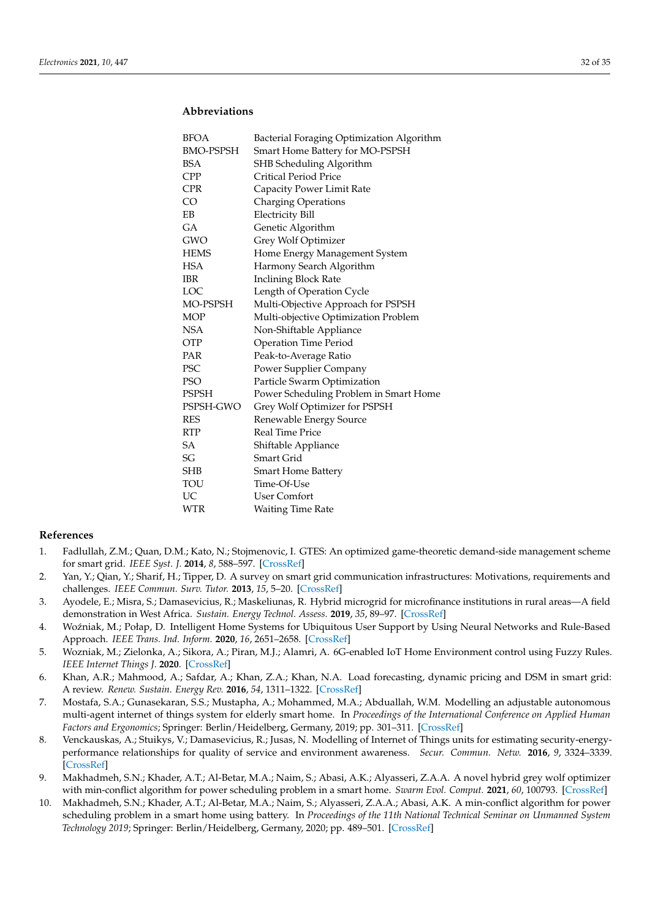## Abbreviations

| | |
|---|---|
| BFOA | Bacterial Foraging Optimization Algorithm |
| BMO-PSPSH | Smart Home Battery for MO-PSPSH |
| BSA | SHB Scheduling Algorithm |
| CPP | Critical Period Price |
| CPR | Capacity Power Limit Rate |
| CO | Charging Operations |
| EB | Electricity Bill |
| GA | Genetic Algorithm |
| GWO | Grey Wolf Optimizer |
| HEMS | Home Energy Management System |
| HSA | Harmony Search Algorithm |
| IBR | Inclining Block Rate |
| LOC | Length of Operation Cycle |
| MO-PSPSH | Multi-Objective Approach for PSPSH |
| MOP | Multi-objective Optimization Problem |
| NSA | Non-Shiftable Appliance |
| OTP | Operation Time Period |
| PAR | Peak-to-Average Ratio |
| PSC | Power Supplier Company |
| PSO | Particle Swarm Optimization |
| PSPSH | Power Scheduling Problem in Smart Home |
| PSPSH-GWO | Grey Wolf Optimizer for PSPSH |
| RES | Renewable Energy Source |
| RTP | Real Time Price |
| SA | Shiftable Appliance |
| SG | Smart Grid |
| SHB | Smart Home Battery |
| TOU | Time-Of-Use |
| UC | User Comfort |
| WTR | Waiting Time Rate |

## References

1. Fadlullah, Z.M.; Quan, D.M.; Kato, N.; Stojmenovic, I. GTES: An optimized game-theoretic demand-side management scheme for smart grid. *IEEE Syst. J.* **2014**, *8*, 588–597. [CrossRef]
2. Yan, Y.; Qian, Y.; Sharif, H.; Tipper, D. A survey on smart grid communication infrastructures: Motivations, requirements and challenges. *IEEE Commun. Surv. Tutor.* **2013**, *15*, 5–20. [CrossRef]
3. Ayodele, E.; Misra, S.; Damasevicius, R.; Maskeliunas, R. Hybrid microgrid for microfinance institutions in rural areas—A field demonstration in West Africa. *Sustain. Energy Technol. Assess.* **2019**, *35*, 89–97. [CrossRef]
4. Woźniak, M.; Połap, D. Intelligent Home Systems for Ubiquitous User Support by Using Neural Networks and Rule-Based Approach. *IEEE Trans. Ind. Inform.* **2020**, *16*, 2651–2658. [CrossRef]
5. Wozniak, M.; Zielonka, A.; Sikora, A.; Piran, M.J.; Alamri, A. 6G-enabled IoT Home Environment control using Fuzzy Rules. *IEEE Internet Things J.* **2020**. [CrossRef]
6. Khan, A.R.; Mahmood, A.; Safdar, A.; Khan, Z.A.; Khan, N.A. Load forecasting, dynamic pricing and DSM in smart grid: A review. *Renew. Sustain. Energy Rev.* **2016**, *54*, 1311–1322. [CrossRef]
7. Mostafa, S.A.; Gunasekaran, S.S.; Mustapha, A.; Mohammed, M.A.; Abduallah, W.M. Modelling an adjustable autonomous multi-agent internet of things system for elderly smart home. In *Proceedings of the International Conference on Applied Human Factors and Ergonomics*; Springer: Berlin/Heidelberg, Germany, 2019; pp. 301–311. [CrossRef]
8. Venckauskas, A.; Stuikys, V.; Damasevicius, R.; Jusas, N. Modelling of Internet of Things units for estimating security-energy-performance relationships for quality of service and environment awareness. *Secur. Commun. Netw.* **2016**, *9*, 3324–3339. [CrossRef]
9. Makhadmeh, S.N.; Khader, A.T.; Al-Betar, M.A.; Naim, S.; Abasi, A.K.; Alyasseri, Z.A.A. A novel hybrid grey wolf optimizer with min-conflict algorithm for power scheduling problem in a smart home. *Swarm Evol. Comput.* **2021**, *60*, 100793. [CrossRef]
10. Makhadmeh, S.N.; Khader, A.T.; Al-Betar, M.A.; Naim, S.; Alyasseri, Z.A.A.; Abasi, A.K. A min-conflict algorithm for power scheduling problem in a smart home using battery. In *Proceedings of the 11th National Technical Seminar on Unmanned System Technology 2019*; Springer: Berlin/Heidelberg, Germany, 2020; pp. 489–501. [CrossRef]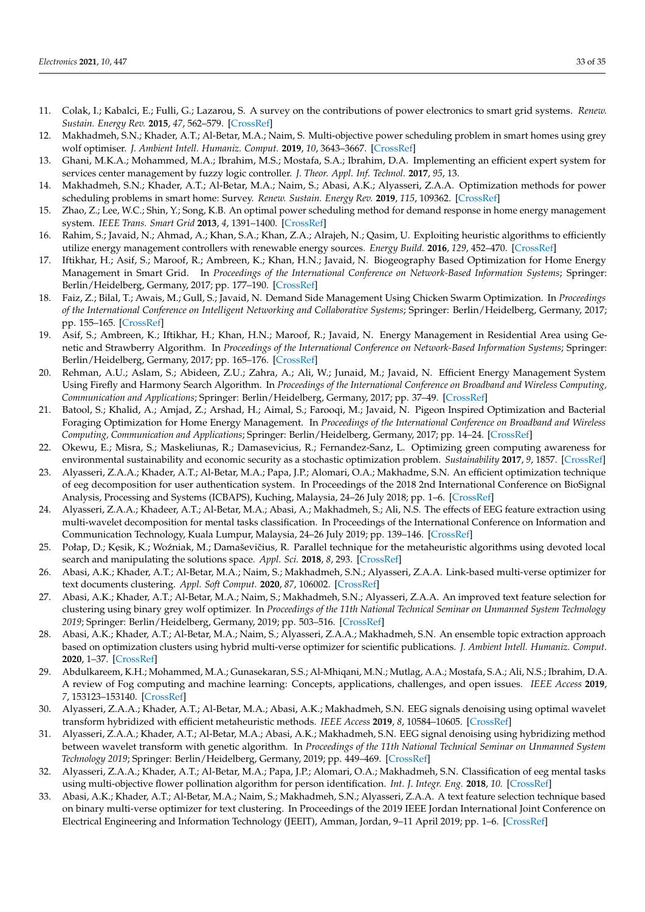11. Colak, I.; Kabalci, E.; Fulli, G.; Lazarou, S. A survey on the contributions of power electronics to smart grid systems. *Renew. Sustain. Energy Rev.* **2015**, *47*, 562–579. [CrossRef]
12. Makhadmeh, S.N.; Khader, A.T.; Al-Betar, M.A.; Naim, S. Multi-objective power scheduling problem in smart homes using grey wolf optimiser. *J. Ambient Intell. Humaniz. Comput.* **2019**, *10*, 3643–3667. [CrossRef]
13. Ghani, M.K.A.; Mohammed, M.A.; Ibrahim, M.S.; Mostafa, S.A.; Ibrahim, D.A. Implementing an efficient expert system for services center management by fuzzy logic controller. *J. Theor. Appl. Inf. Technol.* **2017**, *95*, 13.
14. Makhadmeh, S.N.; Khader, A.T.; Al-Betar, M.A.; Naim, S.; Abasi, A.K.; Alyasseri, Z.A.A. Optimization methods for power scheduling problems in smart home: Survey. *Renew. Sustain. Energy Rev.* **2019**, *115*, 109362. [CrossRef]
15. Zhao, Z.; Lee, W.C.; Shin, Y.; Song, K.B. An optimal power scheduling method for demand response in home energy management system. *IEEE Trans. Smart Grid* **2013**, *4*, 1391–1400. [CrossRef]
16. Rahim, S.; Javaid, N.; Ahmad, A.; Khan, S.A.; Khan, Z.A.; Alrajeh, N.; Qasim, U. Exploiting heuristic algorithms to efficiently utilize energy management controllers with renewable energy sources. *Energy Build.* **2016**, *129*, 452–470. [CrossRef]
17. Iftikhar, H.; Asif, S.; Maroof, R.; Ambreen, K.; Khan, H.N.; Javaid, N. Biogeography Based Optimization for Home Energy Management in Smart Grid. In *Proceedings of the International Conference on Network-Based Information Systems*; Springer: Berlin/Heidelberg, Germany, 2017; pp. 177–190. [CrossRef]
18. Faiz, Z.; Bilal, T.; Awais, M.; Gull, S.; Javaid, N. Demand Side Management Using Chicken Swarm Optimization. In *Proceedings of the International Conference on Intelligent Networking and Collaborative Systems*; Springer: Berlin/Heidelberg, Germany, 2017; pp. 155–165. [CrossRef]
19. Asif, S.; Ambreen, K.; Iftikhar, H.; Khan, H.N.; Maroof, R.; Javaid, N. Energy Management in Residential Area using Genetic and Strawberry Algorithm. In *Proceedings of the International Conference on Network-Based Information Systems*; Springer: Berlin/Heidelberg, Germany, 2017; pp. 165–176. [CrossRef]
20. Rehman, A.U.; Aslam, S.; Abideen, Z.U.; Zahra, A.; Ali, W.; Junaid, M.; Javaid, N. Efficient Energy Management System Using Firefly and Harmony Search Algorithm. In *Proceedings of the International Conference on Broadband and Wireless Computing, Communication and Applications*; Springer: Berlin/Heidelberg, Germany, 2017; pp. 37–49. [CrossRef]
21. Batool, S.; Khalid, A.; Amjad, Z.; Arshad, H.; Aimal, S.; Farooqi, M.; Javaid, N. Pigeon Inspired Optimization and Bacterial Foraging Optimization for Home Energy Management. In *Proceedings of the International Conference on Broadband and Wireless Computing, Communication and Applications*; Springer: Berlin/Heidelberg, Germany, 2017; pp. 14–24. [CrossRef]
22. Okewu, E.; Misra, S.; Maskeliunas, R.; Damasevicius, R.; Fernandez-Sanz, L. Optimizing green computing awareness for environmental sustainability and economic security as a stochastic optimization problem. *Sustainability* **2017**, *9*, 1857. [CrossRef]
23. Alyasseri, Z.A.A.; Khader, A.T.; Al-Betar, M.A.; Papa, J.P.; Alomari, O.A.; Makhadme, S.N. An efficient optimization technique of eeg decomposition for user authentication system. In Proceedings of the 2018 2nd International Conference on BioSignal Analysis, Processing and Systems (ICBAPS), Kuching, Malaysia, 24–26 July 2018; pp. 1–6. [CrossRef]
24. Alyasseri, Z.A.A.; Khadeer, A.T.; Al-Betar, M.A.; Abasi, A.; Makhadmeh, S.; Ali, N.S. The effects of EEG feature extraction using multi-wavelet decomposition for mental tasks classification. In Proceedings of the International Conference on Information and Communication Technology, Kuala Lumpur, Malaysia, 24–26 July 2019; pp. 139–146. [CrossRef]
25. Połap, D.; Kęsik, K.; Woźniak, M.; Damaševičius, R. Parallel technique for the metaheuristic algorithms using devoted local search and manipulating the solutions space. *Appl. Sci.* **2018**, *8*, 293. [CrossRef]
26. Abasi, A.K.; Khader, A.T.; Al-Betar, M.A.; Naim, S.; Makhadmeh, S.N.; Alyasseri, Z.A.A. Link-based multi-verse optimizer for text documents clustering. *Appl. Soft Comput.* **2020**, *87*, 106002. [CrossRef]
27. Abasi, A.K.; Khader, A.T.; Al-Betar, M.A.; Naim, S.; Makhadmeh, S.N.; Alyasseri, Z.A.A. An improved text feature selection for clustering using binary grey wolf optimizer. In *Proceedings of the 11th National Technical Seminar on Unmanned System Technology 2019*; Springer: Berlin/Heidelberg, Germany, 2019; pp. 503–516. [CrossRef]
28. Abasi, A.K.; Khader, A.T.; Al-Betar, M.A.; Naim, S.; Alyasseri, Z.A.A.; Makhadmeh, S.N. An ensemble topic extraction approach based on optimization clusters using hybrid multi-verse optimizer for scientific publications. *J. Ambient Intell. Humaniz. Comput.* **2020**, 1–37. [CrossRef]
29. Abdulkareem, K.H.; Mohammed, M.A.; Gunasekaran, S.S.; Al-Mhiqani, M.N.; Mutlag, A.A.; Mostafa, S.A.; Ali, N.S.; Ibrahim, D.A. A review of Fog computing and machine learning: Concepts, applications, challenges, and open issues. *IEEE Access* **2019**, *7*, 153123–153140. [CrossRef]
30. Alyasseri, Z.A.A.; Khader, A.T.; Al-Betar, M.A.; Abasi, A.K.; Makhadmeh, S.N. EEG signals denoising using optimal wavelet transform hybridized with efficient metaheuristic methods. *IEEE Access* **2019**, *8*, 10584–10605. [CrossRef]
31. Alyasseri, Z.A.A.; Khader, A.T.; Al-Betar, M.A.; Abasi, A.K.; Makhadmeh, S.N. EEG signal denoising using hybridizing method between wavelet transform with genetic algorithm. In *Proceedings of the 11th National Technical Seminar on Unmanned System Technology 2019*; Springer: Berlin/Heidelberg, Germany, 2019; pp. 449–469. [CrossRef]
32. Alyasseri, Z.A.A.; Khader, A.T.; Al-Betar, M.A.; Papa, J.P.; Alomari, O.A.; Makhadmeh, S.N. Classification of eeg mental tasks using multi-objective flower pollination algorithm for person identification. *Int. J. Integr. Eng.* **2018**, *10*. [CrossRef]
33. Abasi, A.K.; Khader, A.T.; Al-Betar, M.A.; Naim, S.; Makhadmeh, S.N.; Alyasseri, Z.A.A. A text feature selection technique based on binary multi-verse optimizer for text clustering. In Proceedings of the 2019 IEEE Jordan International Joint Conference on Electrical Engineering and Information Technology (JEEIT), Amman, Jordan, 9–11 April 2019; pp. 1–6. [CrossRef]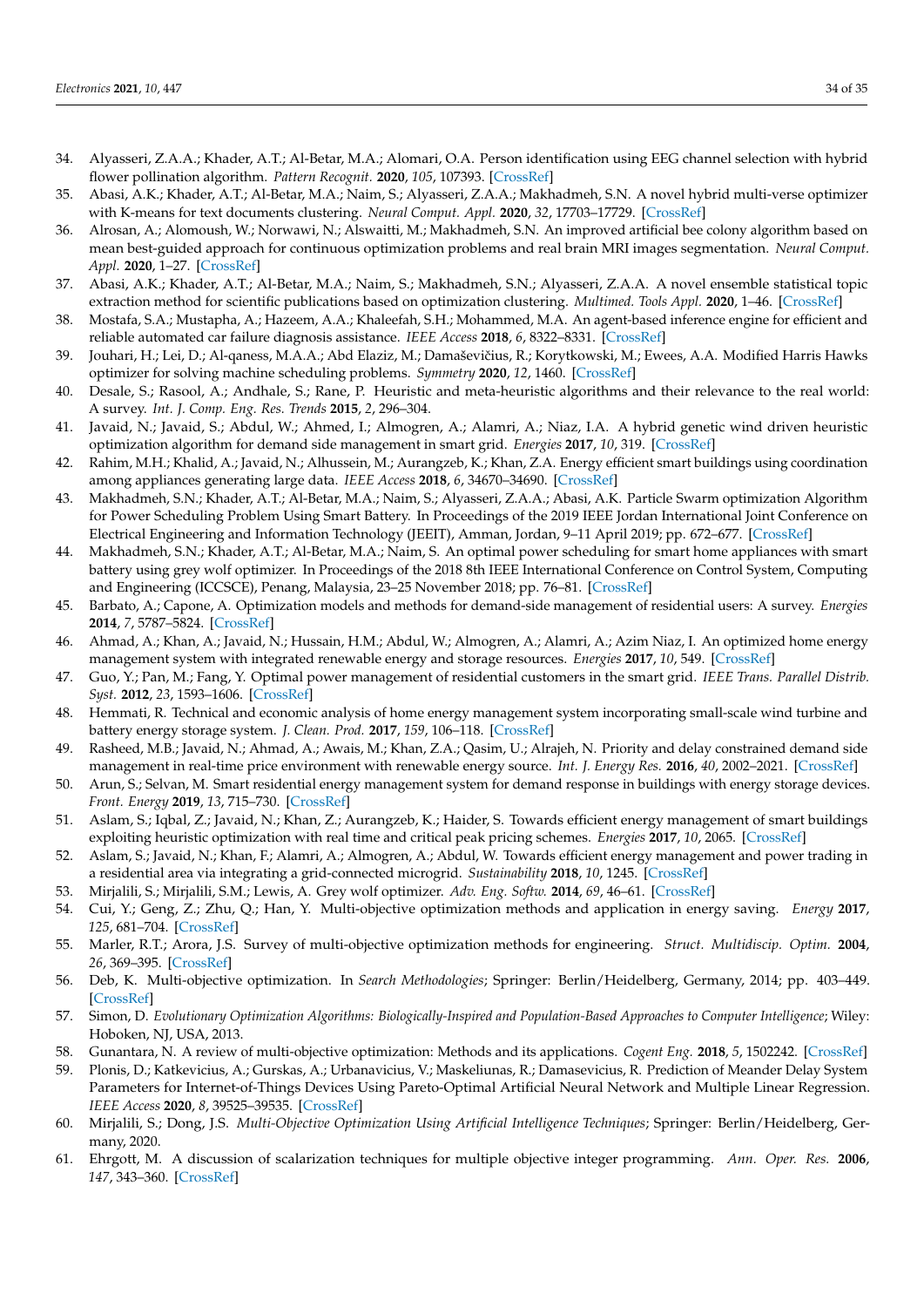34. Alyasseri, Z.A.A.; Khader, A.T.; Al-Betar, M.A.; Alomari, O.A. Person identification using EEG channel selection with hybrid flower pollination algorithm. *Pattern Recognit.* **2020**, *105*, 107393. [CrossRef]
35. Abasi, A.K.; Khader, A.T.; Al-Betar, M.A.; Naim, S.; Alyasseri, Z.A.A.; Makhadmeh, S.N. A novel hybrid multi-verse optimizer with K-means for text documents clustering. *Neural Comput. Appl.* **2020**, *32*, 17703–17729. [CrossRef]
36. Alrosan, A.; Alomoush, W.; Norwawi, N.; Alswaitti, M.; Makhadmeh, S.N. An improved artificial bee colony algorithm based on mean best-guided approach for continuous optimization problems and real brain MRI images segmentation. *Neural Comput. Appl.* **2020**, 1–27. [CrossRef]
37. Abasi, A.K.; Khader, A.T.; Al-Betar, M.A.; Naim, S.; Makhadmeh, S.N.; Alyasseri, Z.A.A. A novel ensemble statistical topic extraction method for scientific publications based on optimization clustering. *Multimed. Tools Appl.* **2020**, 1–46. [CrossRef]
38. Mostafa, S.A.; Mustapha, A.; Hazeem, A.A.; Khaleefah, S.H.; Mohammed, M.A. An agent-based inference engine for efficient and reliable automated car failure diagnosis assistance. *IEEE Access* **2018**, *6*, 8322–8331. [CrossRef]
39. Jouhari, H.; Lei, D.; Al-qaness, M.A.A.; Abd Elaziz, M.; Damaševičius, R.; Korytkowski, M.; Ewees, A.A. Modified Harris Hawks optimizer for solving machine scheduling problems. *Symmetry* **2020**, *12*, 1460. [CrossRef]
40. Desale, S.; Rasool, A.; Andhale, S.; Rane, P. Heuristic and meta-heuristic algorithms and their relevance to the real world: A survey. *Int. J. Comp. Eng. Res. Trends* **2015**, *2*, 296–304.
41. Javaid, N.; Javaid, S.; Abdul, W.; Ahmed, I.; Almogren, A.; Alamri, A.; Niaz, I.A. A hybrid genetic wind driven heuristic optimization algorithm for demand side management in smart grid. *Energies* **2017**, *10*, 319. [CrossRef]
42. Rahim, M.H.; Khalid, A.; Javaid, N.; Alhussein, M.; Aurangzeb, K.; Khan, Z.A. Energy efficient smart buildings using coordination among appliances generating large data. *IEEE Access* **2018**, *6*, 34670–34690. [CrossRef]
43. Makhadmeh, S.N.; Khader, A.T.; Al-Betar, M.A.; Naim, S.; Alyasseri, Z.A.A.; Abasi, A.K. Particle Swarm optimization Algorithm for Power Scheduling Problem Using Smart Battery. In Proceedings of the 2019 IEEE Jordan International Joint Conference on Electrical Engineering and Information Technology (JEEIT), Amman, Jordan, 9–11 April 2019; pp. 672–677. [CrossRef]
44. Makhadmeh, S.N.; Khader, A.T.; Al-Betar, M.A.; Naim, S. An optimal power scheduling for smart home appliances with smart battery using grey wolf optimizer. In Proceedings of the 2018 8th IEEE International Conference on Control System, Computing and Engineering (ICCSCE), Penang, Malaysia, 23–25 November 2018; pp. 76–81. [CrossRef]
45. Barbato, A.; Capone, A. Optimization models and methods for demand-side management of residential users: A survey. *Energies* **2014**, *7*, 5787–5824. [CrossRef]
46. Ahmad, A.; Khan, A.; Javaid, N.; Hussain, H.M.; Abdul, W.; Almogren, A.; Alamri, A.; Azim Niaz, I. An optimized home energy management system with integrated renewable energy and storage resources. *Energies* **2017**, *10*, 549. [CrossRef]
47. Guo, Y.; Pan, M.; Fang, Y. Optimal power management of residential customers in the smart grid. *IEEE Trans. Parallel Distrib. Syst.* **2012**, *23*, 1593–1606. [CrossRef]
48. Hemmati, R. Technical and economic analysis of home energy management system incorporating small-scale wind turbine and battery energy storage system. *J. Clean. Prod.* **2017**, *159*, 106–118. [CrossRef]
49. Rasheed, M.B.; Javaid, N.; Ahmad, A.; Awais, M.; Khan, Z.A.; Qasim, U.; Alrajeh, N. Priority and delay constrained demand side management in real-time price environment with renewable energy source. *Int. J. Energy Res.* **2016**, *40*, 2002–2021. [CrossRef]
50. Arun, S.; Selvan, M. Smart residential energy management system for demand response in buildings with energy storage devices. *Front. Energy* **2019**, *13*, 715–730. [CrossRef]
51. Aslam, S.; Iqbal, Z.; Javaid, N.; Khan, Z.; Aurangzeb, K.; Haider, S. Towards efficient energy management of smart buildings exploiting heuristic optimization with real time and critical peak pricing schemes. *Energies* **2017**, *10*, 2065. [CrossRef]
52. Aslam, S.; Javaid, N.; Khan, F.; Alamri, A.; Almogren, A.; Abdul, W. Towards efficient energy management and power trading in a residential area via integrating a grid-connected microgrid. *Sustainability* **2018**, *10*, 1245. [CrossRef]
53. Mirjalili, S.; Mirjalili, S.M.; Lewis, A. Grey wolf optimizer. *Adv. Eng. Softw.* **2014**, *69*, 46–61. [CrossRef]
54. Cui, Y.; Geng, Z.; Zhu, Q.; Han, Y. Multi-objective optimization methods and application in energy saving. *Energy* **2017**, *125*, 681–704. [CrossRef]
55. Marler, R.T.; Arora, J.S. Survey of multi-objective optimization methods for engineering. *Struct. Multidiscip. Optim.* **2004**, *26*, 369–395. [CrossRef]
56. Deb, K. Multi-objective optimization. In *Search Methodologies*; Springer: Berlin/Heidelberg, Germany, 2014; pp. 403–449. [CrossRef]
57. Simon, D. *Evolutionary Optimization Algorithms: Biologically-Inspired and Population-Based Approaches to Computer Intelligence*; Wiley: Hoboken, NJ, USA, 2013.
58. Gunantara, N. A review of multi-objective optimization: Methods and its applications. *Cogent Eng.* **2018**, *5*, 1502242. [CrossRef]
59. Plonis, D.; Katkevicius, A.; Gurskas, A.; Urbanavicius, V.; Maskeliunas, R.; Damasevicius, R. Prediction of Meander Delay System Parameters for Internet-of-Things Devices Using Pareto-Optimal Artificial Neural Network and Multiple Linear Regression. *IEEE Access* **2020**, *8*, 39525–39535. [CrossRef]
60. Mirjalili, S.; Dong, J.S. *Multi-Objective Optimization Using Artificial Intelligence Techniques*; Springer: Berlin/Heidelberg, Germany, 2020.
61. Ehrgott, M. A discussion of scalarization techniques for multiple objective integer programming. *Ann. Oper. Res.* **2006**, *147*, 343–360. [CrossRef]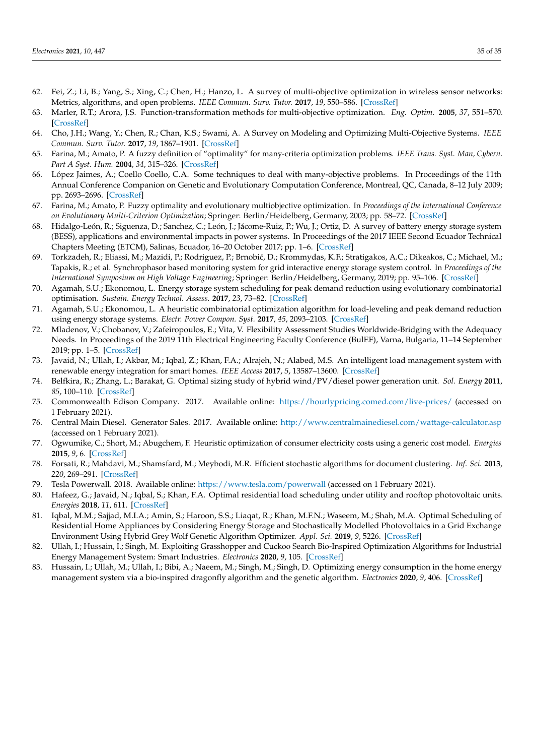62. Fei, Z.; Li, B.; Yang, S.; Xing, C.; Chen, H.; Hanzo, L. A survey of multi-objective optimization in wireless sensor networks: Metrics, algorithms, and open problems. *IEEE Commun. Surv. Tutor.* **2017**, *19*, 550–586. [CrossRef]
63. Marler, R.T.; Arora, J.S. Function-transformation methods for multi-objective optimization. *Eng. Optim.* **2005**, *37*, 551–570. [CrossRef]
64. Cho, J.H.; Wang, Y.; Chen, R.; Chan, K.S.; Swami, A. A Survey on Modeling and Optimizing Multi-Objective Systems. *IEEE Commun. Surv. Tutor.* **2017**, *19*, 1867–1901. [CrossRef]
65. Farina, M.; Amato, P. A fuzzy definition of "optimality" for many-criteria optimization problems. *IEEE Trans. Syst. Man, Cybern. Part A Syst. Hum.* **2004**, *34*, 315–326. [CrossRef]
66. López Jaimes, A.; Coello Coello, C.A. Some techniques to deal with many-objective problems. In Proceedings of the 11th Annual Conference Companion on Genetic and Evolutionary Computation Conference, Montreal, QC, Canada, 8–12 July 2009; pp. 2693–2696. [CrossRef]
67. Farina, M.; Amato, P. Fuzzy optimality and evolutionary multiobjective optimization. In *Proceedings of the International Conference on Evolutionary Multi-Criterion Optimization*; Springer: Berlin/Heidelberg, Germany, 2003; pp. 58–72. [CrossRef]
68. Hidalgo-León, R.; Siguenza, D.; Sanchez, C.; León, J.; Jácome-Ruiz, P.; Wu, J.; Ortiz, D. A survey of battery energy storage system (BESS), applications and environmental impacts in power systems. In Proceedings of the 2017 IEEE Second Ecuador Technical Chapters Meeting (ETCM), Salinas, Ecuador, 16–20 October 2017; pp. 1–6. [CrossRef]
69. Torkzadeh, R.; Eliassi, M.; Mazidi, P.; Rodriguez, P.; Brnobić, D.; Krommydas, K.F.; Stratigakos, A.C.; Dikeakos, C.; Michael, M.; Tapakis, R.; et al. Synchrophasor based monitoring system for grid interactive energy storage system control. In *Proceedings of the International Symposium on High Voltage Engineering*; Springer: Berlin/Heidelberg, Germany, 2019; pp. 95–106. [CrossRef]
70. Agamah, S.U.; Ekonomou, L. Energy storage system scheduling for peak demand reduction using evolutionary combinatorial optimisation. *Sustain. Energy Technol. Assess.* **2017**, *23*, 73–82. [CrossRef]
71. Agamah, S.U.; Ekonomou, L. A heuristic combinatorial optimization algorithm for load-leveling and peak demand reduction using energy storage systems. *Electr. Power Compon. Syst.* **2017**, *45*, 2093–2103. [CrossRef]
72. Mladenov, V.; Chobanov, V.; Zafeiropoulos, E.; Vita, V. Flexibility Assessment Studies Worldwide-Bridging with the Adequacy Needs. In Proceedings of the 2019 11th Electrical Engineering Faculty Conference (BulEF), Varna, Bulgaria, 11–14 September 2019; pp. 1–5. [CrossRef]
73. Javaid, N.; Ullah, I.; Akbar, M.; Iqbal, Z.; Khan, F.A.; Alrajeh, N.; Alabed, M.S. An intelligent load management system with renewable energy integration for smart homes. *IEEE Access* **2017**, *5*, 13587–13600. [CrossRef]
74. Belfkira, R.; Zhang, L.; Barakat, G. Optimal sizing study of hybrid wind/PV/diesel power generation unit. *Sol. Energy* **2011**, *85*, 100–110. [CrossRef]
75. Commonwealth Edison Company. 2017. Available online: https://hourlypricing.comed.com/live-prices/ (accessed on 1 February 2021).
76. Central Main Diesel. Generator Sales. 2017. Available online: http://www.centralmainediesel.com/wattage-calculator.asp (accessed on 1 February 2021).
77. Ogwumike, C.; Short, M.; Abugchem, F. Heuristic optimization of consumer electricity costs using a generic cost model. *Energies* **2015**, *9*, 6. [CrossRef]
78. Forsati, R.; Mahdavi, M.; Shamsfard, M.; Meybodi, M.R. Efficient stochastic algorithms for document clustering. *Inf. Sci.* **2013**, *220*, 269–291. [CrossRef]
79. Tesla Powerwall. 2018. Available online: https://www.tesla.com/powerwall (accessed on 1 February 2021).
80. Hafeez, G.; Javaid, N.; Iqbal, S.; Khan, F.A. Optimal residential load scheduling under utility and rooftop photovoltaic units. *Energies* **2018**, *11*, 611. [CrossRef]
81. Iqbal, M.M.; Sajjad, M.I.A.; Amin, S.; Haroon, S.S.; Liaqat, R.; Khan, M.F.N.; Waseem, M.; Shah, M.A. Optimal Scheduling of Residential Home Appliances by Considering Energy Storage and Stochastically Modelled Photovoltaics in a Grid Exchange Environment Using Hybrid Grey Wolf Genetic Algorithm Optimizer. *Appl. Sci.* **2019**, *9*, 5226. [CrossRef]
82. Ullah, I.; Hussain, I.; Singh, M. Exploiting Grasshopper and Cuckoo Search Bio-Inspired Optimization Algorithms for Industrial Energy Management System: Smart Industries. *Electronics* **2020**, *9*, 105. [CrossRef]
83. Hussain, I.; Ullah, M.; Ullah, I.; Bibi, A.; Naeem, M.; Singh, M.; Singh, D. Optimizing energy consumption in the home energy management system via a bio-inspired dragonfly algorithm and the genetic algorithm. *Electronics* **2020**, *9*, 406. [CrossRef]